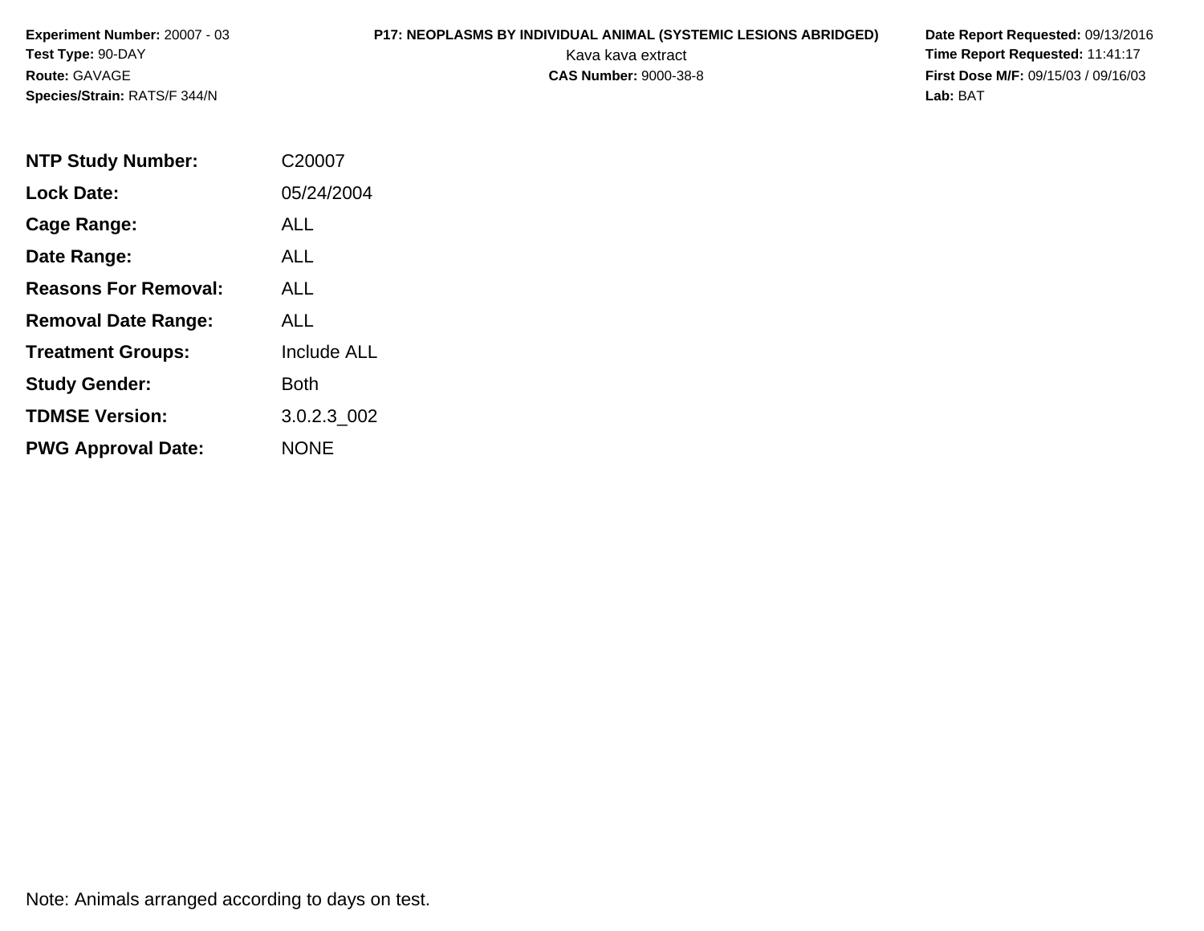**Experiment Number:** 20007 - 03
**Test Type:** 90-DAY
**Route:** GAVAGE
**Species/Strain:** RATS/F 344/N

**P17: NEOPLASMS BY INDIVIDUAL ANIMAL (SYSTEMIC LESIONS ABRIDGED)**
Kava kava extract
**CAS Number:** 9000-38-8

**Date Report Requested:** 09/13/2016
**Time Report Requested:** 11:41:17
**First Dose M/F:** 09/15/03 / 09/16/03
**Lab:** BAT

| | |
|---|---|
| **NTP Study Number:** | C20007 |
| **Lock Date:** | 05/24/2004 |
| **Cage Range:** | ALL |
| **Date Range:** | ALL |
| **Reasons For Removal:** | ALL |
| **Removal Date Range:** | ALL |
| **Treatment Groups:** | Include ALL |
| **Study Gender:** | Both |
| **TDMSE Version:** | 3.0.2.3_002 |
| **PWG Approval Date:** | NONE |

Note: Animals arranged according to days on test.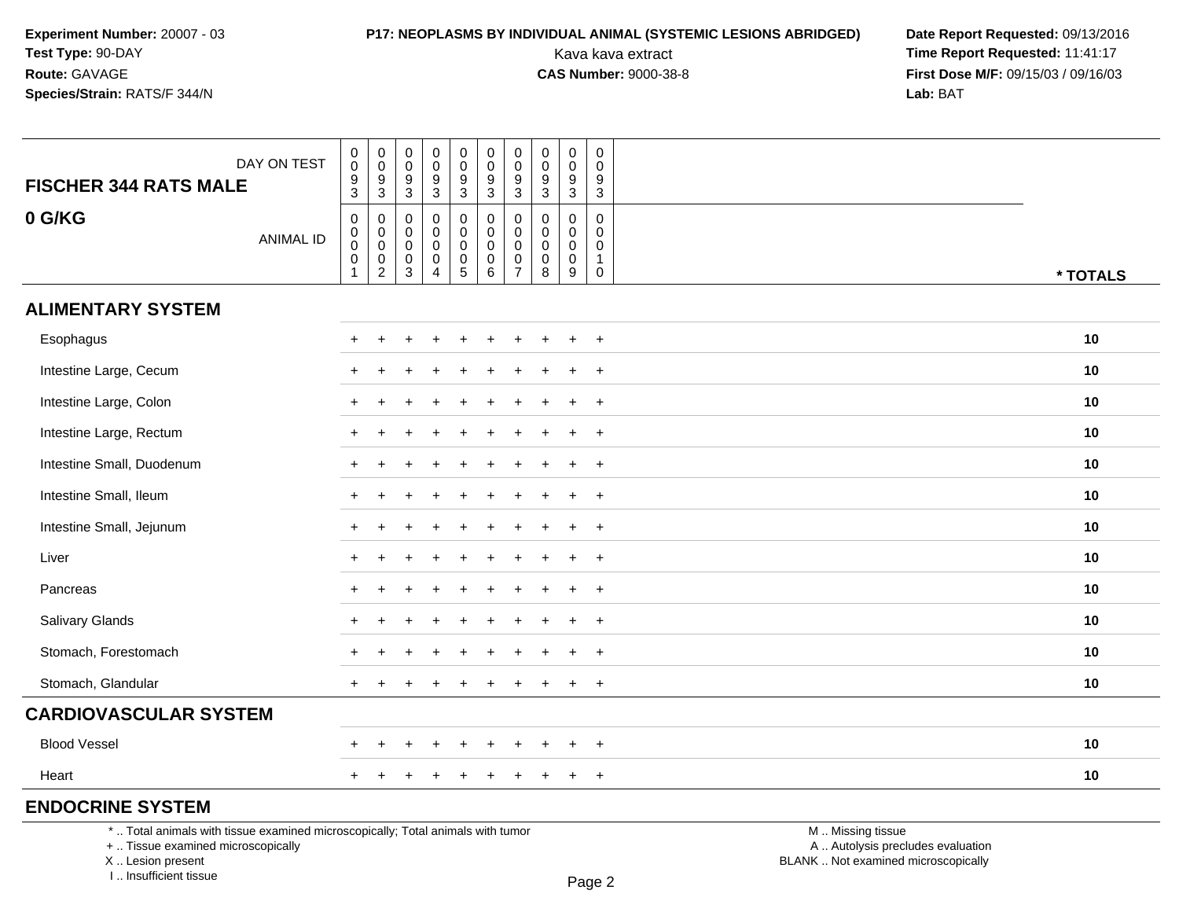Experiment Number: 20007 - 03
Test Type: 90-DAY
Route: GAVAGE
Species/Strain: RATS/F 344/N

**P17: NEOPLASMS BY INDIVIDUAL ANIMAL (SYSTEMIC LESIONS ABRIDGED)**
Kava kava extract
**CAS Number:** 9000-38-8

Date Report Requested: 09/13/2016
Time Report Requested: 11:41:17
First Dose M/F: 09/15/03 / 09/16/03
Lab: BAT

| FISCHER 344 RATS MALE 0 G/KG — DAY ON TEST | 0093 | 0093 | 0093 | 0093 | 0093 | 0093 | 0093 | 0093 | 0093 | 0093 | |
|---|---|---|---|---|---|---|---|---|---|---|---|
| ANIMAL ID | 00001 | 00002 | 00003 | 00004 | 00005 | 00006 | 00007 | 00008 | 00009 | 00010 | * TOTALS |
| **ALIMENTARY SYSTEM** | | | | | | | | | | | |
| Esophagus | + | + | + | + | + | + | + | + | + | + | 10 |
| Intestine Large, Cecum | + | + | + | + | + | + | + | + | + | + | 10 |
| Intestine Large, Colon | + | + | + | + | + | + | + | + | + | + | 10 |
| Intestine Large, Rectum | + | + | + | + | + | + | + | + | + | + | 10 |
| Intestine Small, Duodenum | + | + | + | + | + | + | + | + | + | + | 10 |
| Intestine Small, Ileum | + | + | + | + | + | + | + | + | + | + | 10 |
| Intestine Small, Jejunum | + | + | + | + | + | + | + | + | + | + | 10 |
| Liver | + | + | + | + | + | + | + | + | + | + | 10 |
| Pancreas | + | + | + | + | + | + | + | + | + | + | 10 |
| Salivary Glands | + | + | + | + | + | + | + | + | + | + | 10 |
| Stomach, Forestomach | + | + | + | + | + | + | + | + | + | + | 10 |
| Stomach, Glandular | + | + | + | + | + | + | + | + | + | + | 10 |
| **CARDIOVASCULAR SYSTEM** | | | | | | | | | | | |
| Blood Vessel | + | + | + | + | + | + | + | + | + | + | 10 |
| Heart | + | + | + | + | + | + | + | + | + | + | 10 |
| **ENDOCRINE SYSTEM** | | | | | | | | | | | |

* .. Total animals with tissue examined microscopically; Total animals with tumor
+ .. Tissue examined microscopically
X .. Lesion present
I .. Insufficient tissue

M .. Missing tissue
A .. Autolysis precludes evaluation
BLANK .. Not examined microscopically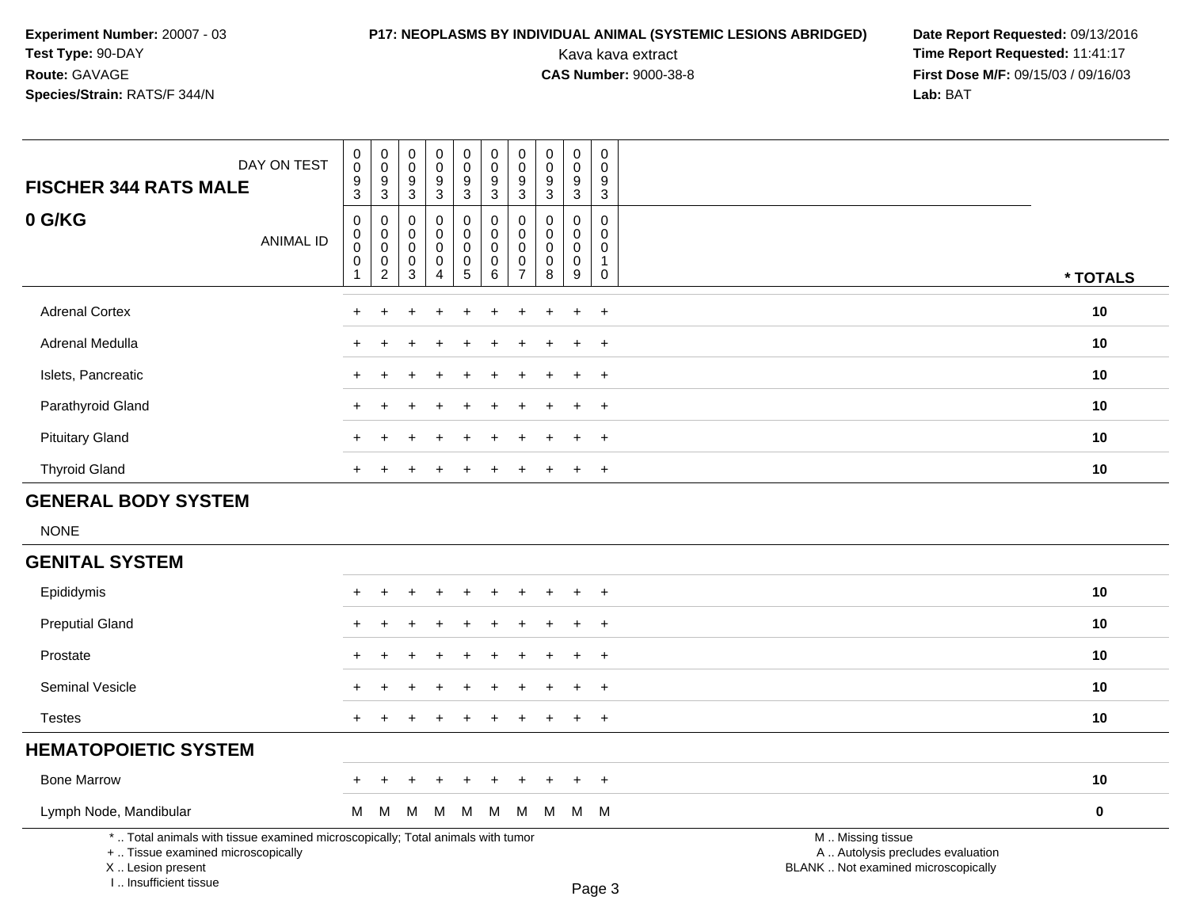**Experiment Number:** 20007 - 03
**Test Type:** 90-DAY
**Route:** GAVAGE
**Species/Strain:** RATS/F 344/N

**P17: NEOPLASMS BY INDIVIDUAL ANIMAL (SYSTEMIC LESIONS ABRIDGED)**
Kava kava extract
**CAS Number:** 9000-38-8

**Date Report Requested:** 09/13/2016
**Time Report Requested:** 11:41:17
**First Dose M/F:** 09/15/03 / 09/16/03
**Lab:** BAT

| FISCHER 344 RATS MALE — DAY ON TEST | 0093 | 0093 | 0093 | 0093 | 0093 | 0093 | 0093 | 0093 | 0093 | 0093 | |
|---|---|---|---|---|---|---|---|---|---|---|---|
| **0 G/KG** — ANIMAL ID | 00001 | 00002 | 00003 | 00004 | 00005 | 00006 | 00007 | 00008 | 00009 | 00010 | * TOTALS |
| Adrenal Cortex | + | + | + | + | + | + | + | + | + | + | 10 |
| Adrenal Medulla | + | + | + | + | + | + | + | + | + | + | 10 |
| Islets, Pancreatic | + | + | + | + | + | + | + | + | + | + | 10 |
| Parathyroid Gland | + | + | + | + | + | + | + | + | + | + | 10 |
| Pituitary Gland | + | + | + | + | + | + | + | + | + | + | 10 |
| Thyroid Gland | + | + | + | + | + | + | + | + | + | + | 10 |
| **GENERAL BODY SYSTEM** | | | | | | | | | | | |
| NONE | | | | | | | | | | | |
| **GENITAL SYSTEM** | | | | | | | | | | | |
| Epididymis | + | + | + | + | + | + | + | + | + | + | 10 |
| Preputial Gland | + | + | + | + | + | + | + | + | + | + | 10 |
| Prostate | + | + | + | + | + | + | + | + | + | + | 10 |
| Seminal Vesicle | + | + | + | + | + | + | + | + | + | + | 10 |
| Testes | + | + | + | + | + | + | + | + | + | + | 10 |
| **HEMATOPOIETIC SYSTEM** | | | | | | | | | | | |
| Bone Marrow | + | + | + | + | + | + | + | + | + | + | 10 |
| Lymph Node, Mandibular | M | M | M | M | M | M | M | M | M | M | 0 |

\* .. Total animals with tissue examined microscopically; Total animals with tumor
\+ .. Tissue examined microscopically
X .. Lesion present
I .. Insufficient tissue

M .. Missing tissue
A .. Autolysis precludes evaluation
BLANK .. Not examined microscopically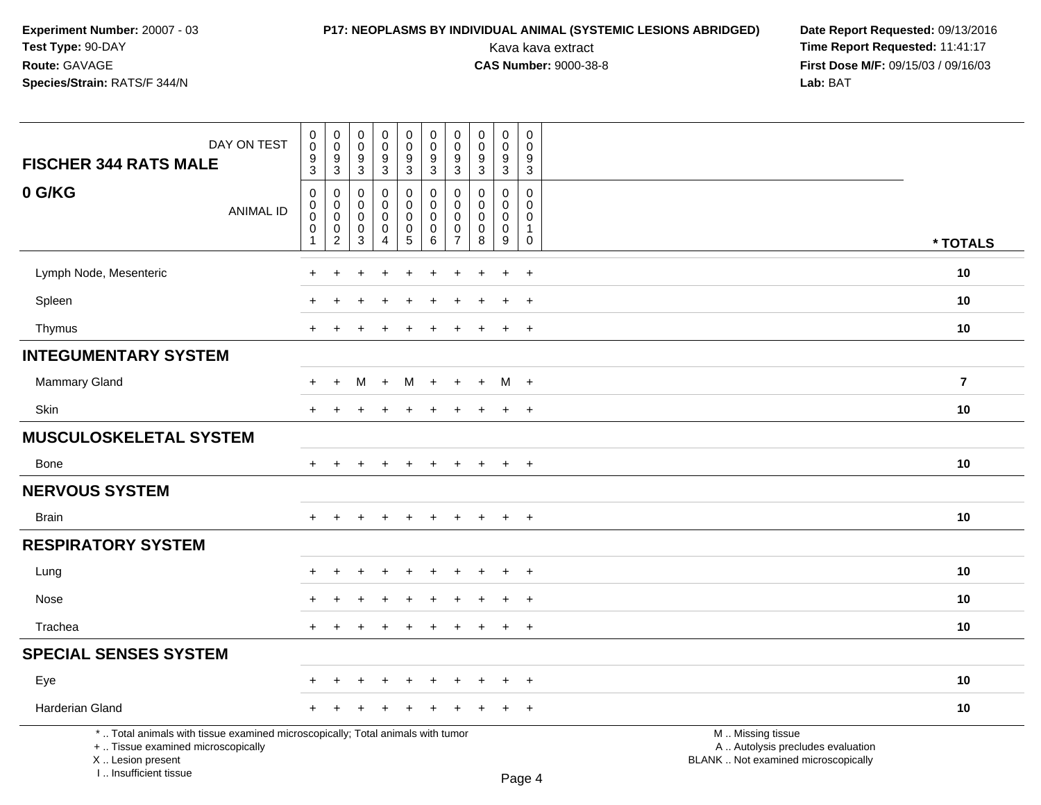**Experiment Number:** 20007 - 03
**Test Type:** 90-DAY
**Route:** GAVAGE
**Species/Strain:** RATS/F 344/N

**P17: NEOPLASMS BY INDIVIDUAL ANIMAL (SYSTEMIC LESIONS ABRIDGED)**
Kava kava extract
**CAS Number:** 9000-38-8

**Date Report Requested:** 09/13/2016
**Time Report Requested:** 11:41:17
**First Dose M/F:** 09/15/03 / 09/16/03
**Lab:** BAT

| FISCHER 344 RATS MALE — DAY ON TEST | 0093 | 0093 | 0093 | 0093 | 0093 | 0093 | 0093 | 0093 | 0093 | 0093 | |
|---|---|---|---|---|---|---|---|---|---|---|---|
| **0 G/KG** — ANIMAL ID | 00001 | 00002 | 00003 | 00004 | 00005 | 00006 | 00007 | 00008 | 00009 | 00010 | * TOTALS |
| Lymph Node, Mesenteric | + | + | + | + | + | + | + | + | + | + | 10 |
| Spleen | + | + | + | + | + | + | + | + | + | + | 10 |
| Thymus | + | + | + | + | + | + | + | + | + | + | 10 |
| **INTEGUMENTARY SYSTEM** | | | | | | | | | | | |
| Mammary Gland | + | + | M | + | M | + | + | + | M | + | 7 |
| Skin | + | + | + | + | + | + | + | + | + | + | 10 |
| **MUSCULOSKELETAL SYSTEM** | | | | | | | | | | | |
| Bone | + | + | + | + | + | + | + | + | + | + | 10 |
| **NERVOUS SYSTEM** | | | | | | | | | | | |
| Brain | + | + | + | + | + | + | + | + | + | + | 10 |
| **RESPIRATORY SYSTEM** | | | | | | | | | | | |
| Lung | + | + | + | + | + | + | + | + | + | + | 10 |
| Nose | + | + | + | + | + | + | + | + | + | + | 10 |
| Trachea | + | + | + | + | + | + | + | + | + | + | 10 |
| **SPECIAL SENSES SYSTEM** | | | | | | | | | | | |
| Eye | + | + | + | + | + | + | + | + | + | + | 10 |
| Harderian Gland | + | + | + | + | + | + | + | + | + | + | 10 |

\* .. Total animals with tissue examined microscopically; Total animals with tumor
\+ .. Tissue examined microscopically
X .. Lesion present
I .. Insufficient tissue

M .. Missing tissue
A .. Autolysis precludes evaluation
BLANK .. Not examined microscopically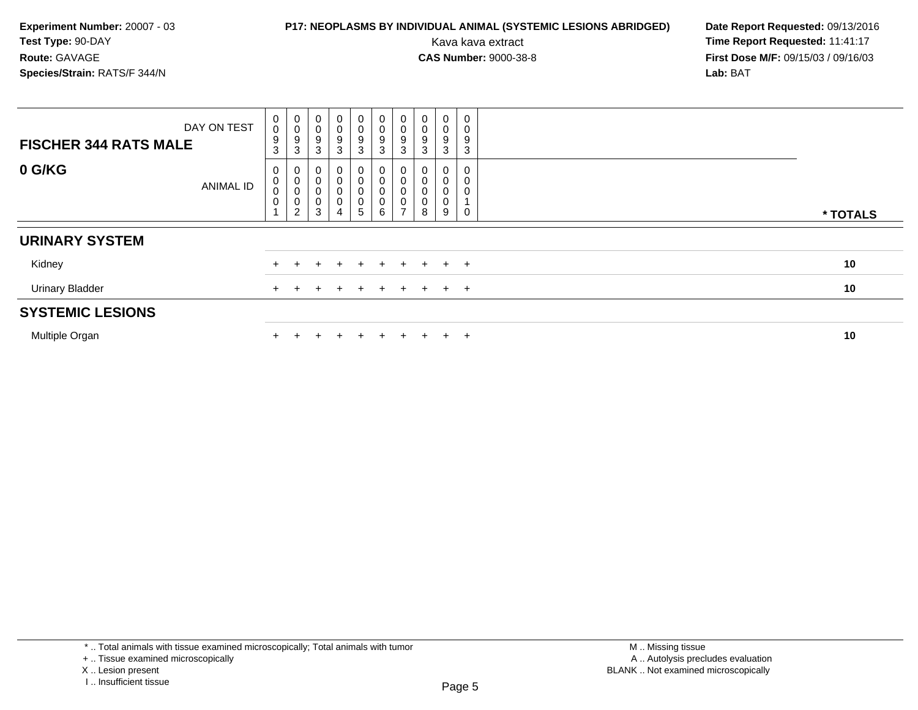**Experiment Number:** 20007 - 03
**Test Type:** 90-DAY
**Route:** GAVAGE
**Species/Strain:** RATS/F 344/N

**P17: NEOPLASMS BY INDIVIDUAL ANIMAL (SYSTEMIC LESIONS ABRIDGED)**
Kava kava extract
**CAS Number:** 9000-38-8

**Date Report Requested:** 09/13/2016
**Time Report Requested:** 11:41:17
**First Dose M/F:** 09/15/03 / 09/16/03
**Lab:** BAT

| FISCHER 344 RATS MALE — DAY ON TEST | 0093 | 0093 | 0093 | 0093 | 0093 | 0093 | 0093 | 0093 | 0093 | 0093 | |
|---|---|---|---|---|---|---|---|---|---|---|---|
| **0 G/KG** — ANIMAL ID | 00001 | 00002 | 00003 | 00004 | 00005 | 00006 | 00007 | 00008 | 00009 | 00010 | * TOTALS |
| **URINARY SYSTEM** | | | | | | | | | | | |
| Kidney | + | + | + | + | + | + | + | + | + | + | 10 |
| Urinary Bladder | + | + | + | + | + | + | + | + | + | + | 10 |
| **SYSTEMIC LESIONS** | | | | | | | | | | | |
| Multiple Organ | + | + | + | + | + | + | + | + | + | + | 10 |

* .. Total animals with tissue examined microscopically; Total animals with tumor
+ .. Tissue examined microscopically
X .. Lesion present
I .. Insufficient tissue

M .. Missing tissue
A .. Autolysis precludes evaluation
BLANK .. Not examined microscopically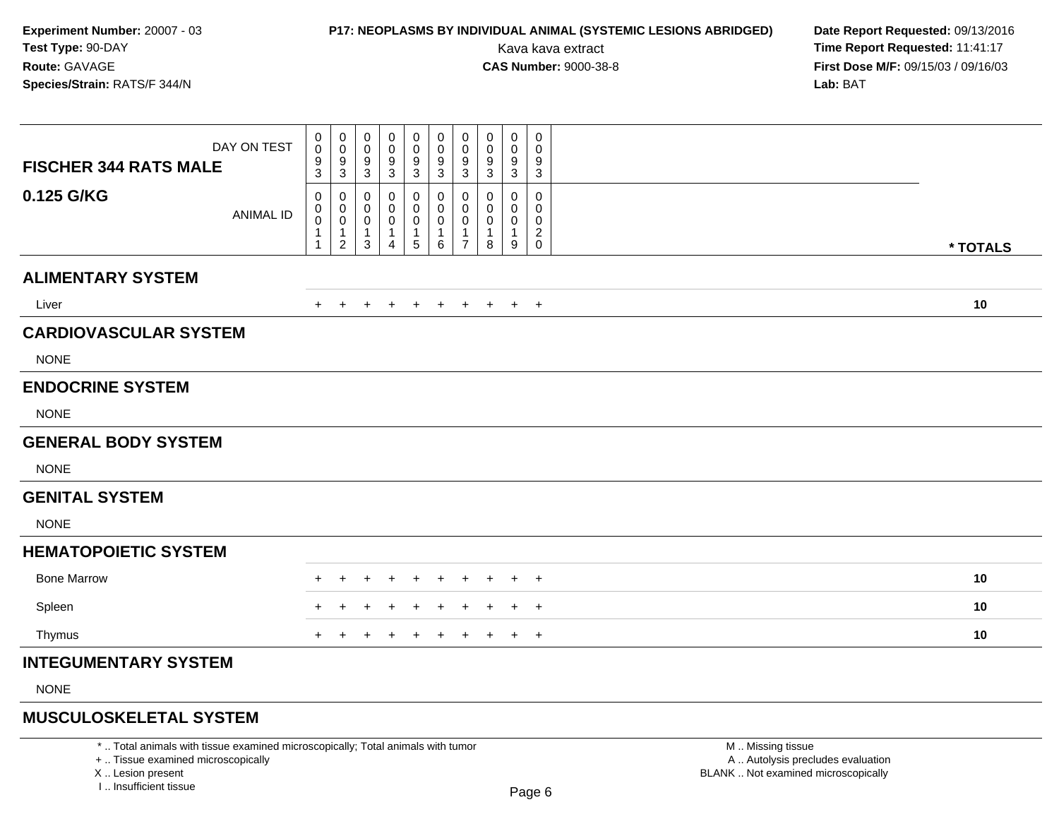**Experiment Number:** 20007 - 03
**Test Type:** 90-DAY
**Route:** GAVAGE
**Species/Strain:** RATS/F 344/N

**P17: NEOPLASMS BY INDIVIDUAL ANIMAL (SYSTEMIC LESIONS ABRIDGED)**
Kava kava extract
**CAS Number:** 9000-38-8

**Date Report Requested:** 09/13/2016
**Time Report Requested:** 11:41:17
**First Dose M/F:** 09/15/03 / 09/16/03
**Lab:** BAT

| FISCHER 344 RATS MALE 0.125 G/KG | | | | | | | | | | | |
|---|---|---|---|---|---|---|---|---|---|---|---|
| DAY ON TEST | 0093 | 0093 | 0093 | 0093 | 0093 | 0093 | 0093 | 0093 | 0093 | 0093 | |
| ANIMAL ID | 00011 | 00012 | 00013 | 00014 | 00015 | 00016 | 00017 | 00018 | 00019 | 00020 | * TOTALS |
| **ALIMENTARY SYSTEM** | | | | | | | | | | | |
| Liver | + | + | + | + | + | + | + | + | + | + | 10 |
| **CARDIOVASCULAR SYSTEM** | | | | | | | | | | | |
| NONE | | | | | | | | | | | |
| **ENDOCRINE SYSTEM** | | | | | | | | | | | |
| NONE | | | | | | | | | | | |
| **GENERAL BODY SYSTEM** | | | | | | | | | | | |
| NONE | | | | | | | | | | | |
| **GENITAL SYSTEM** | | | | | | | | | | | |
| NONE | | | | | | | | | | | |
| **HEMATOPOIETIC SYSTEM** | | | | | | | | | | | |
| Bone Marrow | + | + | + | + | + | + | + | + | + | + | 10 |
| Spleen | + | + | + | + | + | + | + | + | + | + | 10 |
| Thymus | + | + | + | + | + | + | + | + | + | + | 10 |
| **INTEGUMENTARY SYSTEM** | | | | | | | | | | | |
| NONE | | | | | | | | | | | |
| **MUSCULOSKELETAL SYSTEM** | | | | | | | | | | | |

\* .. Total animals with tissue examined microscopically; Total animals with tumor
\+ .. Tissue examined microscopically
X .. Lesion present
I .. Insufficient tissue

M .. Missing tissue
A .. Autolysis precludes evaluation
BLANK .. Not examined microscopically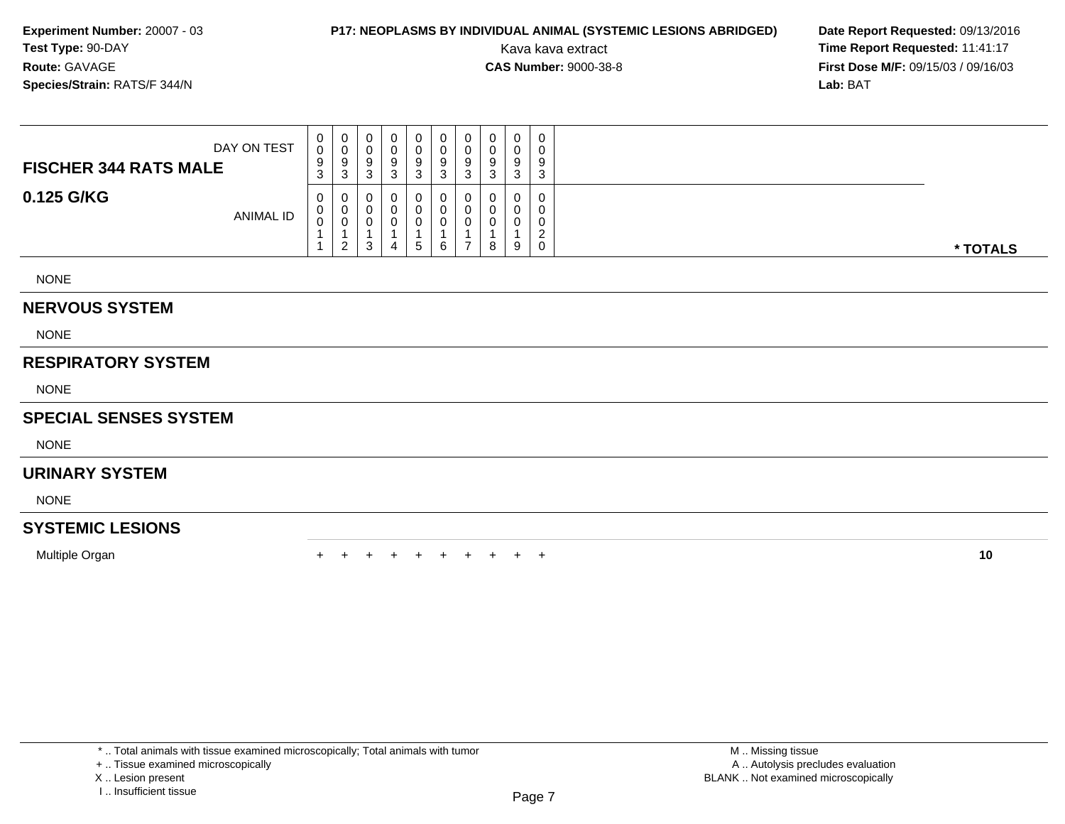**Experiment Number:** 20007 - 03
**Test Type:** 90-DAY
**Route:** GAVAGE
**Species/Strain:** RATS/F 344/N

**P17: NEOPLASMS BY INDIVIDUAL ANIMAL (SYSTEMIC LESIONS ABRIDGED)**
Kava kava extract
**CAS Number:** 9000-38-8

**Date Report Requested:** 09/13/2016
**Time Report Requested:** 11:41:17
**First Dose M/F:** 09/15/03 / 09/16/03
**Lab:** BAT

| FISCHER 344 RATS MALE / 0.125 G/KG | | | | | | | | | | | |
|---|---|---|---|---|---|---|---|---|---|---|---|
| DAY ON TEST | 0093 | 0093 | 0093 | 0093 | 0093 | 0093 | 0093 | 0093 | 0093 | 0093 | |
| ANIMAL ID | 00011 | 00012 | 00013 | 00014 | 00015 | 00016 | 00017 | 00018 | 00019 | 00020 | * TOTALS |
| NONE | | | | | | | | | | | |
| **NERVOUS SYSTEM** | | | | | | | | | | | |
| NONE | | | | | | | | | | | |
| **RESPIRATORY SYSTEM** | | | | | | | | | | | |
| NONE | | | | | | | | | | | |
| **SPECIAL SENSES SYSTEM** | | | | | | | | | | | |
| NONE | | | | | | | | | | | |
| **URINARY SYSTEM** | | | | | | | | | | | |
| NONE | | | | | | | | | | | |
| **SYSTEMIC LESIONS** | | | | | | | | | | | |
| Multiple Organ | + | + | + | + | + | + | + | + | + | + | 10 |

* .. Total animals with tissue examined microscopically; Total animals with tumor
+ .. Tissue examined microscopically
X .. Lesion present
I .. Insufficient tissue

M .. Missing tissue
A .. Autolysis precludes evaluation
BLANK .. Not examined microscopically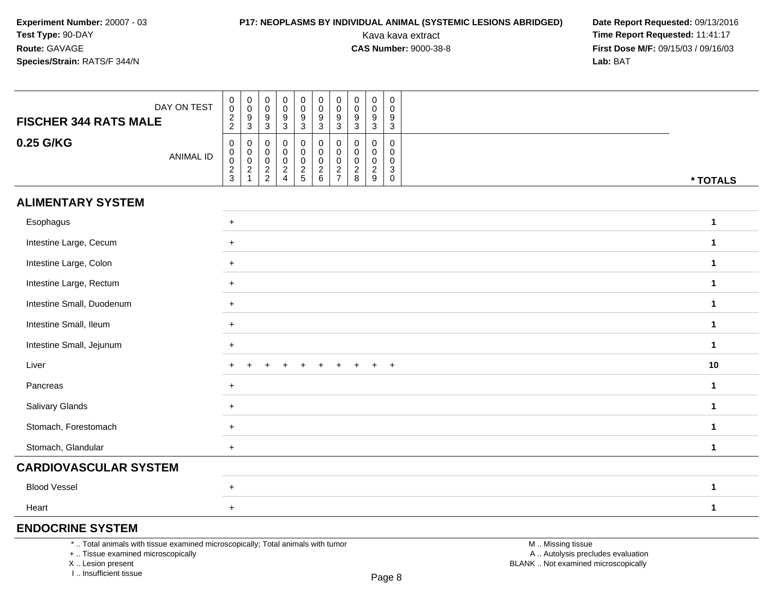**Experiment Number:** 20007 - 03
**Test Type:** 90-DAY
**Route:** GAVAGE
**Species/Strain:** RATS/F 344/N

**P17: NEOPLASMS BY INDIVIDUAL ANIMAL (SYSTEMIC LESIONS ABRIDGED)**
Kava kava extract
**CAS Number:** 9000-38-8

**Date Report Requested:** 09/13/2016
**Time Report Requested:** 11:41:17
**First Dose M/F:** 09/15/03 / 09/16/03
**Lab:** BAT

| FISCHER 344 RATS MALE — DAY ON TEST | 0022 | 0093 | 0093 | 0093 | 0093 | 0093 | 0093 | 0093 | 0093 | 0093 | |
|---|---|---|---|---|---|---|---|---|---|---|---|
| **0.25 G/KG** — ANIMAL ID | 00023 | 00021 | 00022 | 00024 | 00025 | 00026 | 00027 | 00028 | 00029 | 00030 | * TOTALS |
| **ALIMENTARY SYSTEM** | | | | | | | | | | | |
| Esophagus | + | | | | | | | | | | 1 |
| Intestine Large, Cecum | + | | | | | | | | | | 1 |
| Intestine Large, Colon | + | | | | | | | | | | 1 |
| Intestine Large, Rectum | + | | | | | | | | | | 1 |
| Intestine Small, Duodenum | + | | | | | | | | | | 1 |
| Intestine Small, Ileum | + | | | | | | | | | | 1 |
| Intestine Small, Jejunum | + | | | | | | | | | | 1 |
| Liver | + | + | + | + | + | + | + | + | + | + | 10 |
| Pancreas | + | | | | | | | | | | 1 |
| Salivary Glands | + | | | | | | | | | | 1 |
| Stomach, Forestomach | + | | | | | | | | | | 1 |
| Stomach, Glandular | + | | | | | | | | | | 1 |
| **CARDIOVASCULAR SYSTEM** | | | | | | | | | | | |
| Blood Vessel | + | | | | | | | | | | 1 |
| Heart | + | | | | | | | | | | 1 |
| **ENDOCRINE SYSTEM** | | | | | | | | | | | |

\* .. Total animals with tissue examined microscopically; Total animals with tumor
\+ .. Tissue examined microscopically
X .. Lesion present
I .. Insufficient tissue

M .. Missing tissue
A .. Autolysis precludes evaluation
BLANK .. Not examined microscopically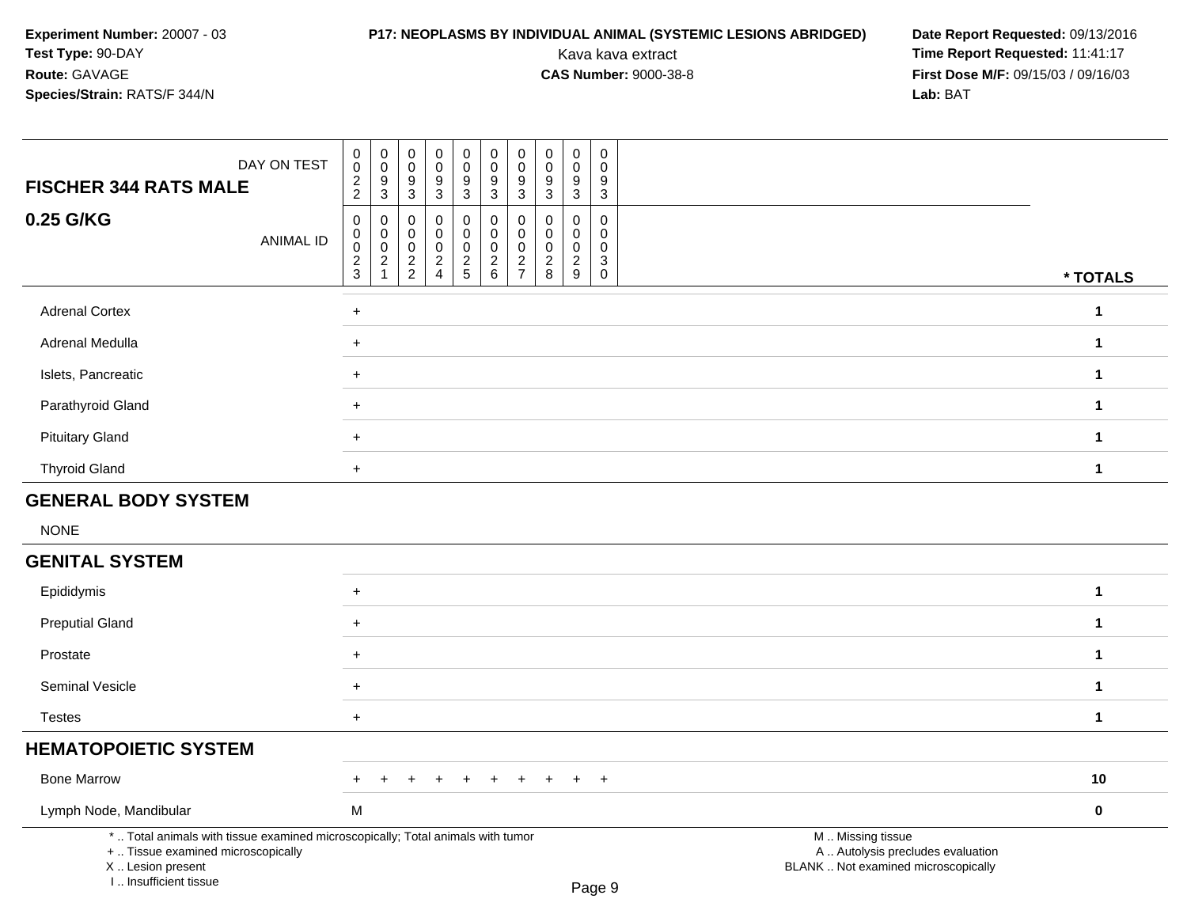**Experiment Number:** 20007 - 03
**Test Type:** 90-DAY
**Route:** GAVAGE
**Species/Strain:** RATS/F 344/N

**P17: NEOPLASMS BY INDIVIDUAL ANIMAL (SYSTEMIC LESIONS ABRIDGED)**
Kava kava extract
**CAS Number:** 9000-38-8

**Date Report Requested:** 09/13/2016
**Time Report Requested:** 11:41:17
**First Dose M/F:** 09/15/03 / 09/16/03
**Lab:** BAT

| **FISCHER 344 RATS MALE** DAY ON TEST | 0022 | 0093 | 0093 | 0093 | 0093 | 0093 | 0093 | 0093 | 0093 | 0093 | |
|---|---|---|---|---|---|---|---|---|---|---|---|
| **0.25 G/KG** ANIMAL ID | 00023 | 00021 | 00022 | 00024 | 00025 | 00026 | 00027 | 00028 | 00029 | 00030 | *** TOTALS** |
| Adrenal Cortex | + | | | | | | | | | | **1** |
| Adrenal Medulla | + | | | | | | | | | | **1** |
| Islets, Pancreatic | + | | | | | | | | | | **1** |
| Parathyroid Gland | + | | | | | | | | | | **1** |
| Pituitary Gland | + | | | | | | | | | | **1** |
| Thyroid Gland | + | | | | | | | | | | **1** |
| **GENERAL BODY SYSTEM** | | | | | | | | | | | |
| NONE | | | | | | | | | | | |
| **GENITAL SYSTEM** | | | | | | | | | | | |
| Epididymis | + | | | | | | | | | | **1** |
| Preputial Gland | + | | | | | | | | | | **1** |
| Prostate | + | | | | | | | | | | **1** |
| Seminal Vesicle | + | | | | | | | | | | **1** |
| Testes | + | | | | | | | | | | **1** |
| **HEMATOPOIETIC SYSTEM** | | | | | | | | | | | |
| Bone Marrow | + | + | + | + | + | + | + | + | + | + | **10** |
| Lymph Node, Mandibular | M | | | | | | | | | | **0** |

\* .. Total animals with tissue examined microscopically; Total animals with tumor
\+ .. Tissue examined microscopically
X .. Lesion present
I .. Insufficient tissue

M .. Missing tissue
A .. Autolysis precludes evaluation
BLANK .. Not examined microscopically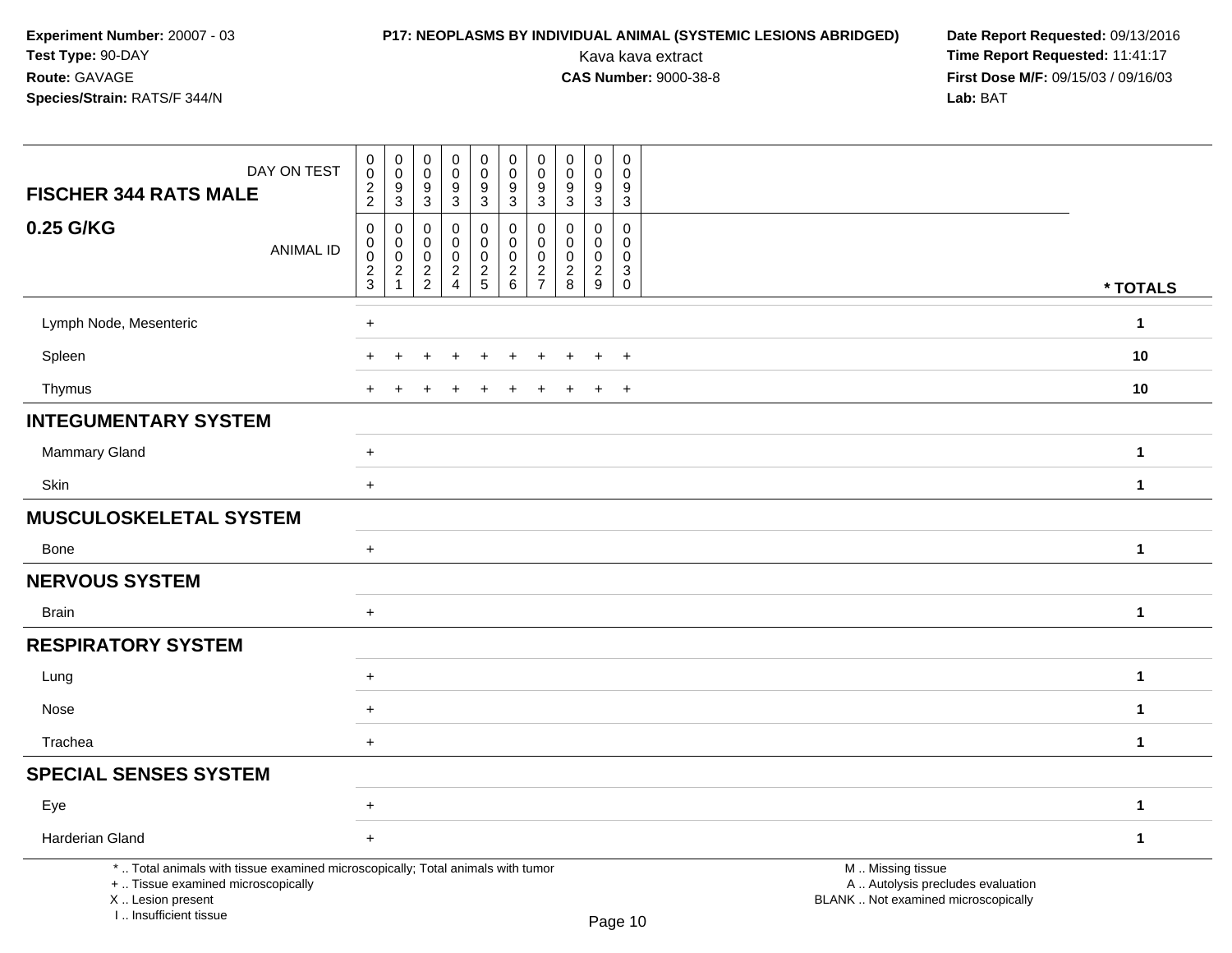**Experiment Number:** 20007 - 03
**Test Type:** 90-DAY
**Route:** GAVAGE
**Species/Strain:** RATS/F 344/N

**P17: NEOPLASMS BY INDIVIDUAL ANIMAL (SYSTEMIC LESIONS ABRIDGED)**
Kava kava extract
**CAS Number:** 9000-38-8

**Date Report Requested:** 09/13/2016
**Time Report Requested:** 11:41:17
**First Dose M/F:** 09/15/03 / 09/16/03
**Lab:** BAT

| FISCHER 344 RATS MALE — DAY ON TEST | 0022 | 0093 | 0093 | 0093 | 0093 | 0093 | 0093 | 0093 | 0093 | 0093 | |
|---|---|---|---|---|---|---|---|---|---|---|---|
| **0.25 G/KG** — ANIMAL ID | 00023 | 00021 | 00022 | 00024 | 00025 | 00026 | 00027 | 00028 | 00029 | 00030 | * TOTALS |
| Lymph Node, Mesenteric | + | | | | | | | | | | 1 |
| Spleen | + | + | + | + | + | + | + | + | + | + | 10 |
| Thymus | + | + | + | + | + | + | + | + | + | + | 10 |
| **INTEGUMENTARY SYSTEM** | | | | | | | | | | | |
| Mammary Gland | + | | | | | | | | | | 1 |
| Skin | + | | | | | | | | | | 1 |
| **MUSCULOSKELETAL SYSTEM** | | | | | | | | | | | |
| Bone | + | | | | | | | | | | 1 |
| **NERVOUS SYSTEM** | | | | | | | | | | | |
| Brain | + | | | | | | | | | | 1 |
| **RESPIRATORY SYSTEM** | | | | | | | | | | | |
| Lung | + | | | | | | | | | | 1 |
| Nose | + | | | | | | | | | | 1 |
| Trachea | + | | | | | | | | | | 1 |
| **SPECIAL SENSES SYSTEM** | | | | | | | | | | | |
| Eye | + | | | | | | | | | | 1 |
| Harderian Gland | + | | | | | | | | | | 1 |

* .. Total animals with tissue examined microscopically; Total animals with tumor
+ .. Tissue examined microscopically
X .. Lesion present
I .. Insufficient tissue

M .. Missing tissue
A .. Autolysis precludes evaluation
BLANK .. Not examined microscopically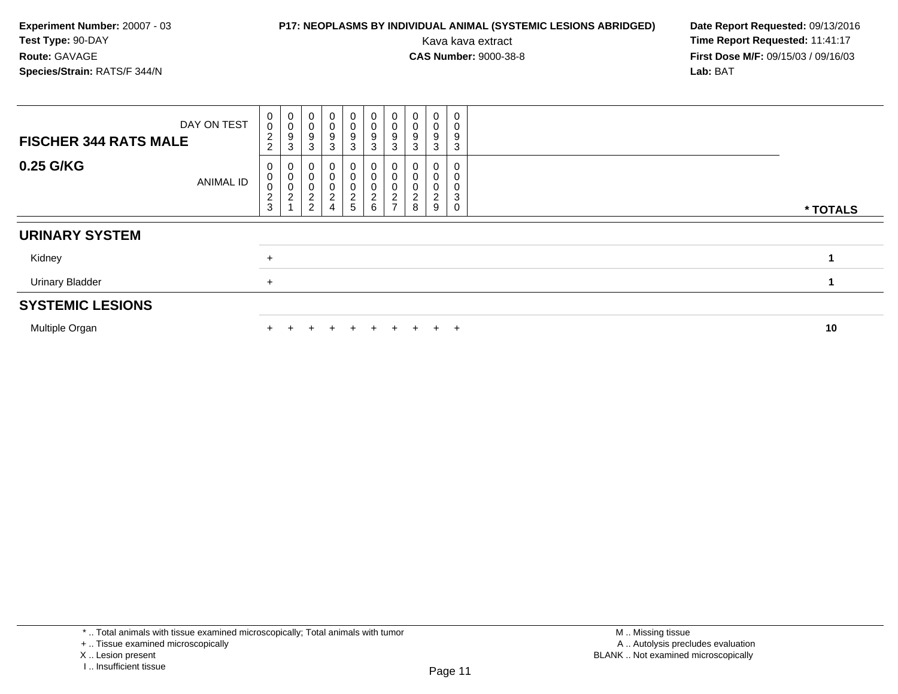**Experiment Number:** 20007 - 03
**Test Type:** 90-DAY
**Route:** GAVAGE
**Species/Strain:** RATS/F 344/N

**P17: NEOPLASMS BY INDIVIDUAL ANIMAL (SYSTEMIC LESIONS ABRIDGED)**
Kava kava extract
**CAS Number:** 9000-38-8

**Date Report Requested:** 09/13/2016
**Time Report Requested:** 11:41:17
**First Dose M/F:** 09/15/03 / 09/16/03
**Lab:** BAT

| FISCHER 344 RATS MALE — DAY ON TEST | 0022 | 0093 | 0093 | 0093 | 0093 | 0093 | 0093 | 0093 | 0093 | 0093 | |
|---|---|---|---|---|---|---|---|---|---|---|---|
| **0.25 G/KG** — ANIMAL ID | 00023 | 00021 | 00022 | 00024 | 00025 | 00026 | 00027 | 00028 | 00029 | 00030 | * TOTALS |
| **URINARY SYSTEM** | | | | | | | | | | | |
| Kidney | + | | | | | | | | | | 1 |
| Urinary Bladder | + | | | | | | | | | | 1 |
| **SYSTEMIC LESIONS** | | | | | | | | | | | |
| Multiple Organ | + | + | + | + | + | + | + | + | + | + | 10 |

* .. Total animals with tissue examined microscopically; Total animals with tumor
+ .. Tissue examined microscopically
X .. Lesion present
I .. Insufficient tissue

M .. Missing tissue
A .. Autolysis precludes evaluation
BLANK .. Not examined microscopically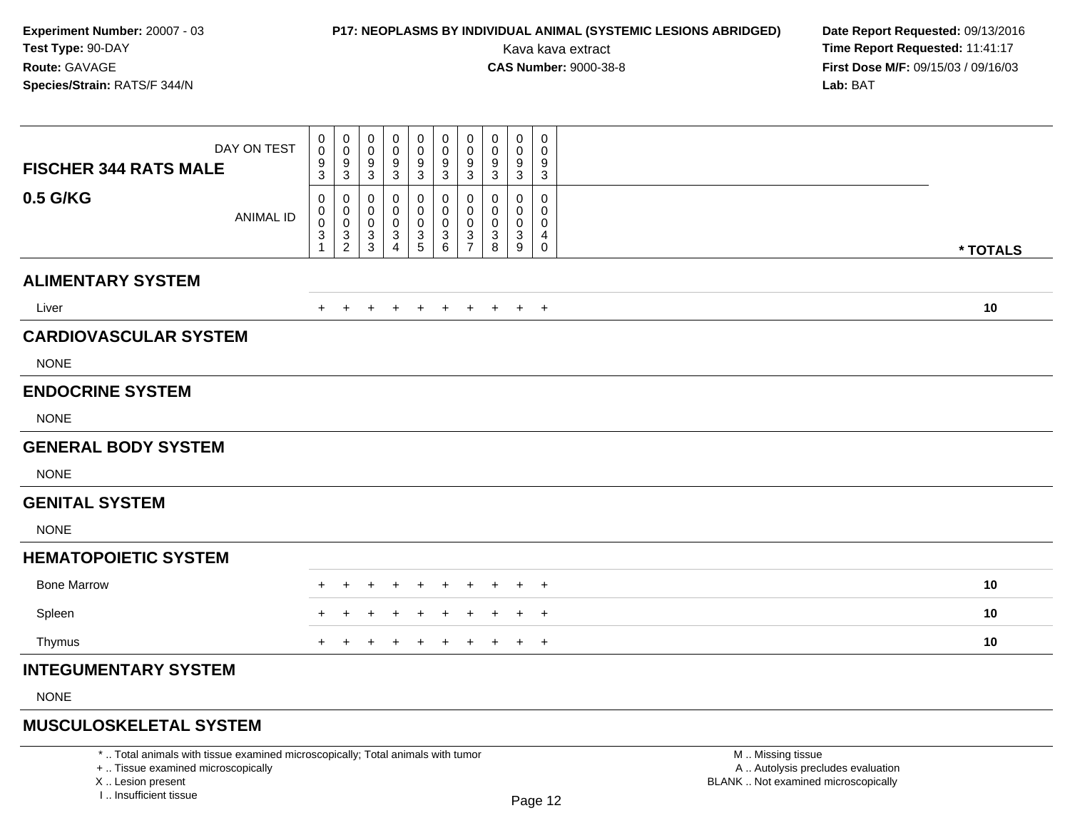**Experiment Number:** 20007 - 03
**Test Type:** 90-DAY
**Route:** GAVAGE
**Species/Strain:** RATS/F 344/N

**P17: NEOPLASMS BY INDIVIDUAL ANIMAL (SYSTEMIC LESIONS ABRIDGED)**
Kava kava extract
**CAS Number:** 9000-38-8

**Date Report Requested:** 09/13/2016
**Time Report Requested:** 11:41:17
**First Dose M/F:** 09/15/03 / 09/16/03
**Lab:** BAT

| FISCHER 344 RATS MALE — DAY ON TEST | 0093 | 0093 | 0093 | 0093 | 0093 | 0093 | 0093 | 0093 | 0093 | 0093 | |
|---|---|---|---|---|---|---|---|---|---|---|---|
| **0.5 G/KG** — ANIMAL ID | 00031 | 00032 | 00033 | 00034 | 00035 | 00036 | 00037 | 00038 | 00039 | 00040 | *** TOTALS** |
| **ALIMENTARY SYSTEM** | | | | | | | | | | | |
| Liver | + | + | + | + | + | + | + | + | + | + | **10** |
| **CARDIOVASCULAR SYSTEM** | | | | | | | | | | | |
| NONE | | | | | | | | | | | |
| **ENDOCRINE SYSTEM** | | | | | | | | | | | |
| NONE | | | | | | | | | | | |
| **GENERAL BODY SYSTEM** | | | | | | | | | | | |
| NONE | | | | | | | | | | | |
| **GENITAL SYSTEM** | | | | | | | | | | | |
| NONE | | | | | | | | | | | |
| **HEMATOPOIETIC SYSTEM** | | | | | | | | | | | |
| Bone Marrow | + | + | + | + | + | + | + | + | + | + | **10** |
| Spleen | + | + | + | + | + | + | + | + | + | + | **10** |
| Thymus | + | + | + | + | + | + | + | + | + | + | **10** |
| **INTEGUMENTARY SYSTEM** | | | | | | | | | | | |
| NONE | | | | | | | | | | | |
| **MUSCULOSKELETAL SYSTEM** | | | | | | | | | | | |

\* .. Total animals with tissue examined microscopically; Total animals with tumor
\+ .. Tissue examined microscopically
X .. Lesion present
I .. Insufficient tissue

M .. Missing tissue
A .. Autolysis precludes evaluation
BLANK .. Not examined microscopically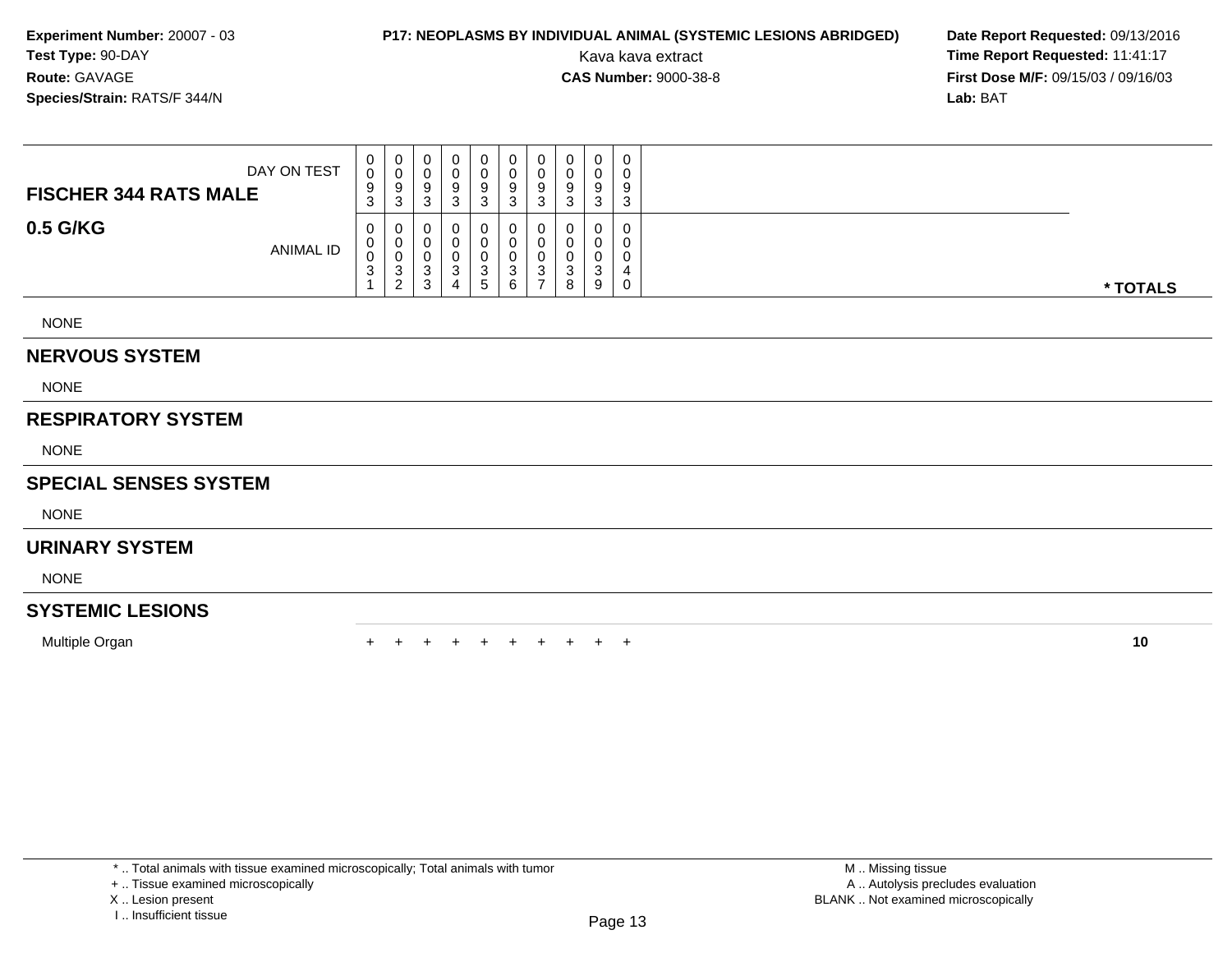**Experiment Number:** 20007 - 03
**Test Type:** 90-DAY
**Route:** GAVAGE
**Species/Strain:** RATS/F 344/N

**P17: NEOPLASMS BY INDIVIDUAL ANIMAL (SYSTEMIC LESIONS ABRIDGED)**
Kava kava extract
**CAS Number:** 9000-38-8

**Date Report Requested:** 09/13/2016
**Time Report Requested:** 11:41:17
**First Dose M/F:** 09/15/03 / 09/16/03
**Lab:** BAT

| FISCHER 344 RATS MALE 0.5 G/KG | | | | | | | | | | | |
|---|---|---|---|---|---|---|---|---|---|---|---|
| DAY ON TEST | 0093 | 0093 | 0093 | 0093 | 0093 | 0093 | 0093 | 0093 | 0093 | 0093 | |
| ANIMAL ID | 00031 | 00032 | 00033 | 00034 | 00035 | 00036 | 00037 | 00038 | 00039 | 00040 | * TOTALS |
| NONE | | | | | | | | | | | |
| **NERVOUS SYSTEM** | | | | | | | | | | | |
| NONE | | | | | | | | | | | |
| **RESPIRATORY SYSTEM** | | | | | | | | | | | |
| NONE | | | | | | | | | | | |
| **SPECIAL SENSES SYSTEM** | | | | | | | | | | | |
| NONE | | | | | | | | | | | |
| **URINARY SYSTEM** | | | | | | | | | | | |
| NONE | | | | | | | | | | | |
| **SYSTEMIC LESIONS** | | | | | | | | | | | |
| Multiple Organ | + | + | + | + | + | + | + | + | + | + | 10 |

* .. Total animals with tissue examined microscopically; Total animals with tumor
+ .. Tissue examined microscopically
X .. Lesion present
I .. Insufficient tissue

M .. Missing tissue
A .. Autolysis precludes evaluation
BLANK .. Not examined microscopically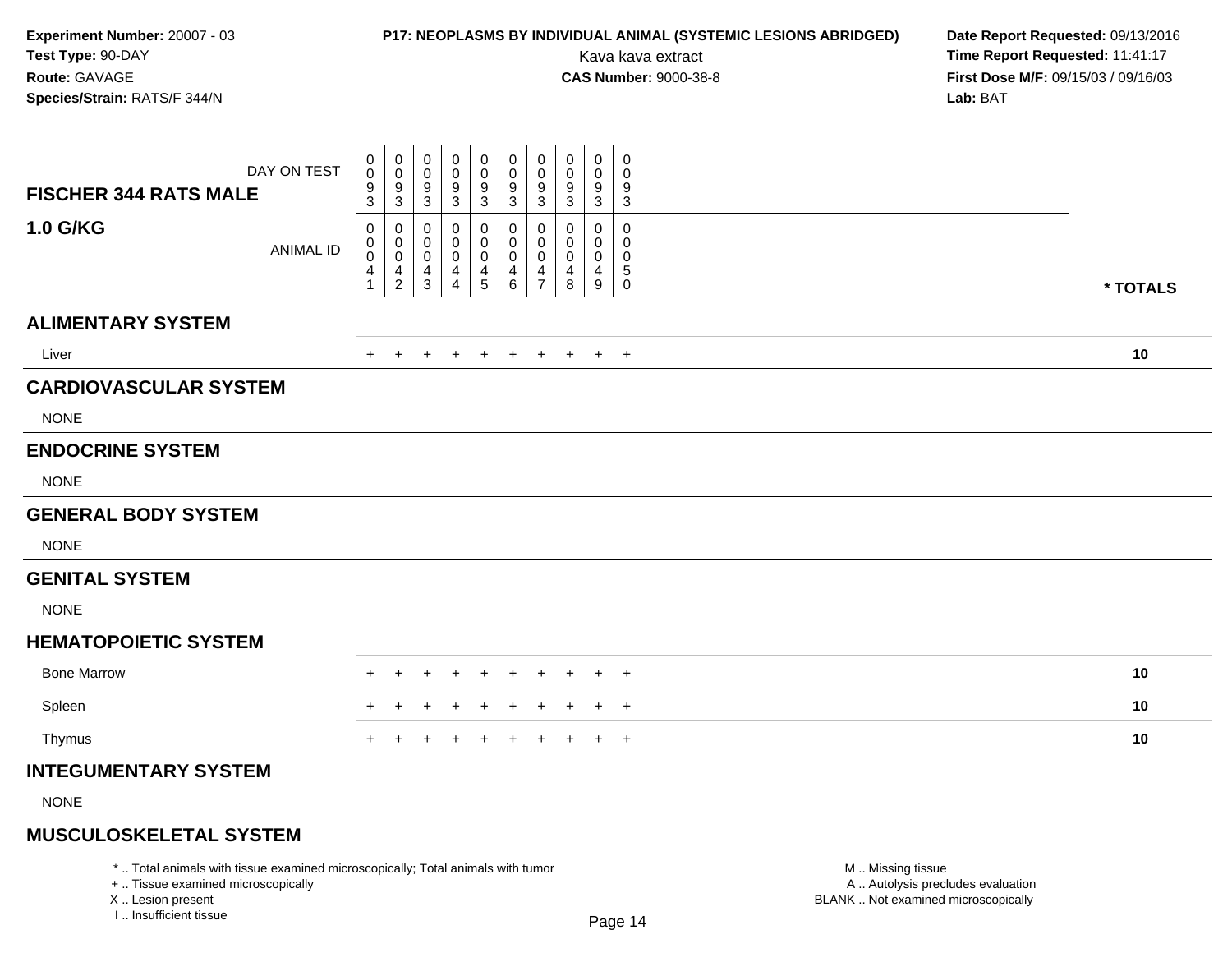**Experiment Number:** 20007 - 03
**Test Type:** 90-DAY
**Route:** GAVAGE
**Species/Strain:** RATS/F 344/N

**P17: NEOPLASMS BY INDIVIDUAL ANIMAL (SYSTEMIC LESIONS ABRIDGED)**
Kava kava extract
**CAS Number:** 9000-38-8

**Date Report Requested:** 09/13/2016
**Time Report Requested:** 11:41:17
**First Dose M/F:** 09/15/03 / 09/16/03
**Lab:** BAT

| FISCHER 344 RATS MALE 1.0 G/KG | | | | | | | | | | | |
|---|---|---|---|---|---|---|---|---|---|---|---|
| DAY ON TEST | 0093 | 0093 | 0093 | 0093 | 0093 | 0093 | 0093 | 0093 | 0093 | 0093 | |
| ANIMAL ID | 00041 | 00042 | 00043 | 00044 | 00045 | 00046 | 00047 | 00048 | 00049 | 00050 | * TOTALS |
| **ALIMENTARY SYSTEM** | | | | | | | | | | | |
| Liver | + | + | + | + | + | + | + | + | + | + | 10 |
| **CARDIOVASCULAR SYSTEM** | | | | | | | | | | | |
| NONE | | | | | | | | | | | |
| **ENDOCRINE SYSTEM** | | | | | | | | | | | |
| NONE | | | | | | | | | | | |
| **GENERAL BODY SYSTEM** | | | | | | | | | | | |
| NONE | | | | | | | | | | | |
| **GENITAL SYSTEM** | | | | | | | | | | | |
| NONE | | | | | | | | | | | |
| **HEMATOPOIETIC SYSTEM** | | | | | | | | | | | |
| Bone Marrow | + | + | + | + | + | + | + | + | + | + | 10 |
| Spleen | + | + | + | + | + | + | + | + | + | + | 10 |
| Thymus | + | + | + | + | + | + | + | + | + | + | 10 |
| **INTEGUMENTARY SYSTEM** | | | | | | | | | | | |
| NONE | | | | | | | | | | | |
| **MUSCULOSKELETAL SYSTEM** | | | | | | | | | | | |

\* .. Total animals with tissue examined microscopically; Total animals with tumor
\+ .. Tissue examined microscopically
X .. Lesion present
I .. Insufficient tissue

M .. Missing tissue
A .. Autolysis precludes evaluation
BLANK .. Not examined microscopically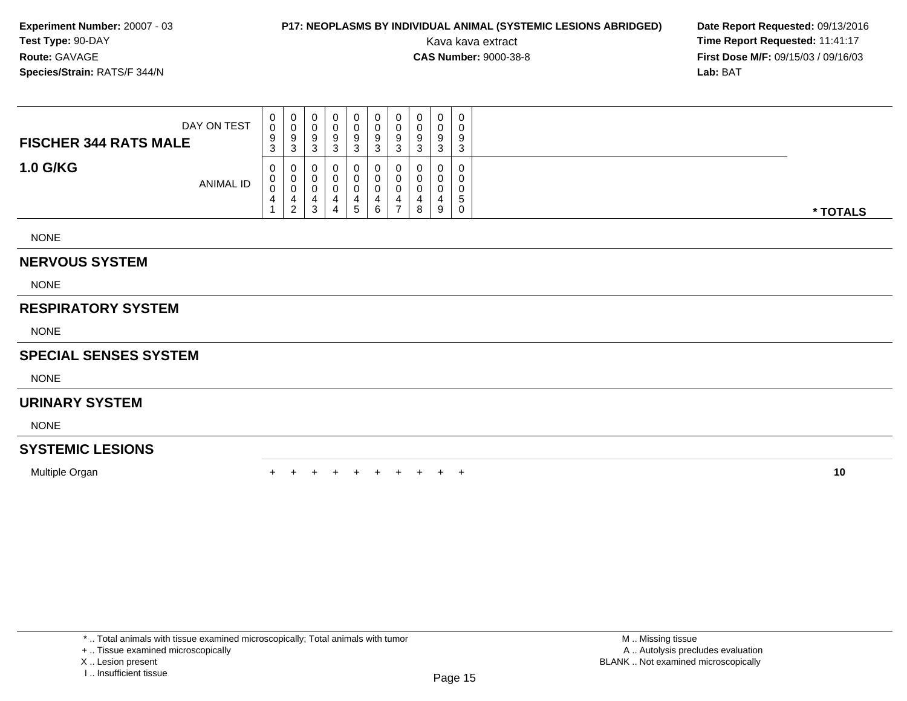**Experiment Number:** 20007 - 03
**Test Type:** 90-DAY
**Route:** GAVAGE
**Species/Strain:** RATS/F 344/N

**P17: NEOPLASMS BY INDIVIDUAL ANIMAL (SYSTEMIC LESIONS ABRIDGED)**
Kava kava extract
**CAS Number:** 9000-38-8

**Date Report Requested:** 09/13/2016
**Time Report Requested:** 11:41:17
**First Dose M/F:** 09/15/03 / 09/16/03
**Lab:** BAT

| FISCHER 344 RATS MALE / 1.0 G/KG | | | | | | | | | | | |
|---|---|---|---|---|---|---|---|---|---|---|---|
| DAY ON TEST | 0093 | 0093 | 0093 | 0093 | 0093 | 0093 | 0093 | 0093 | 0093 | 0093 | |
| ANIMAL ID | 00041 | 00042 | 00043 | 00044 | 00045 | 00046 | 00047 | 00048 | 00049 | 00050 | * TOTALS |
| NONE | | | | | | | | | | | |
| **NERVOUS SYSTEM** | | | | | | | | | | | |
| NONE | | | | | | | | | | | |
| **RESPIRATORY SYSTEM** | | | | | | | | | | | |
| NONE | | | | | | | | | | | |
| **SPECIAL SENSES SYSTEM** | | | | | | | | | | | |
| NONE | | | | | | | | | | | |
| **URINARY SYSTEM** | | | | | | | | | | | |
| NONE | | | | | | | | | | | |
| **SYSTEMIC LESIONS** | | | | | | | | | | | |
| Multiple Organ | + | + | + | + | + | + | + | + | + | + | 10 |

* .. Total animals with tissue examined microscopically; Total animals with tumor
+ .. Tissue examined microscopically
X .. Lesion present
I .. Insufficient tissue

M .. Missing tissue
A .. Autolysis precludes evaluation
BLANK .. Not examined microscopically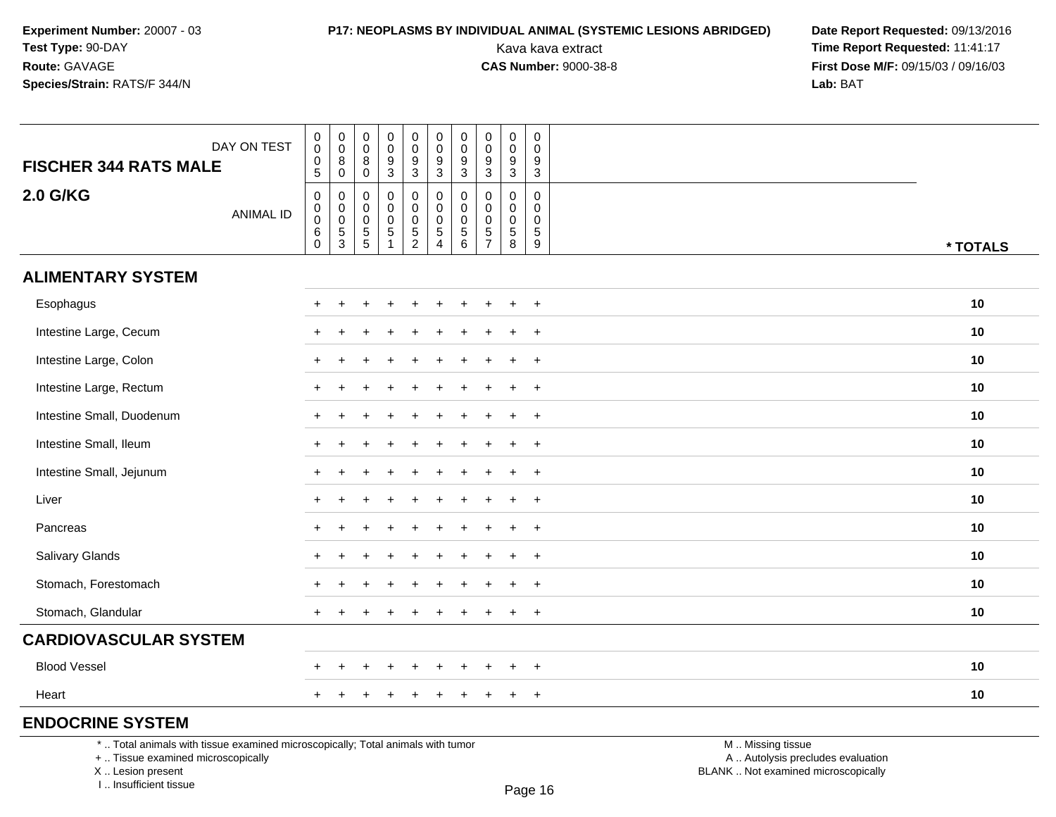**Experiment Number:** 20007 - 03
**Test Type:** 90-DAY
**Route:** GAVAGE
**Species/Strain:** RATS/F 344/N

**P17: NEOPLASMS BY INDIVIDUAL ANIMAL (SYSTEMIC LESIONS ABRIDGED)**
Kava kava extract
**CAS Number:** 9000-38-8

**Date Report Requested:** 09/13/2016
**Time Report Requested:** 11:41:17
**First Dose M/F:** 09/15/03 / 09/16/03
**Lab:** BAT

| FISCHER 344 RATS MALE — DAY ON TEST | 0005 | 0080 | 0080 | 0093 | 0093 | 0093 | 0093 | 0093 | 0093 | 0093 | |
|---|---|---|---|---|---|---|---|---|---|---|---|
| **2.0 G/KG** — ANIMAL ID | 00060 | 00053 | 00055 | 00051 | 00052 | 00054 | 00056 | 00057 | 00058 | 00059 | * TOTALS |
| **ALIMENTARY SYSTEM** | | | | | | | | | | | |
| Esophagus | + | + | + | + | + | + | + | + | + | + | 10 |
| Intestine Large, Cecum | + | + | + | + | + | + | + | + | + | + | 10 |
| Intestine Large, Colon | + | + | + | + | + | + | + | + | + | + | 10 |
| Intestine Large, Rectum | + | + | + | + | + | + | + | + | + | + | 10 |
| Intestine Small, Duodenum | + | + | + | + | + | + | + | + | + | + | 10 |
| Intestine Small, Ileum | + | + | + | + | + | + | + | + | + | + | 10 |
| Intestine Small, Jejunum | + | + | + | + | + | + | + | + | + | + | 10 |
| Liver | + | + | + | + | + | + | + | + | + | + | 10 |
| Pancreas | + | + | + | + | + | + | + | + | + | + | 10 |
| Salivary Glands | + | + | + | + | + | + | + | + | + | + | 10 |
| Stomach, Forestomach | + | + | + | + | + | + | + | + | + | + | 10 |
| Stomach, Glandular | + | + | + | + | + | + | + | + | + | + | 10 |
| **CARDIOVASCULAR SYSTEM** | | | | | | | | | | | |
| Blood Vessel | + | + | + | + | + | + | + | + | + | + | 10 |
| Heart | + | + | + | + | + | + | + | + | + | + | 10 |
| **ENDOCRINE SYSTEM** | | | | | | | | | | | |

* .. Total animals with tissue examined microscopically; Total animals with tumor
+ .. Tissue examined microscopically
X .. Lesion present
I .. Insufficient tissue

M .. Missing tissue
A .. Autolysis precludes evaluation
BLANK .. Not examined microscopically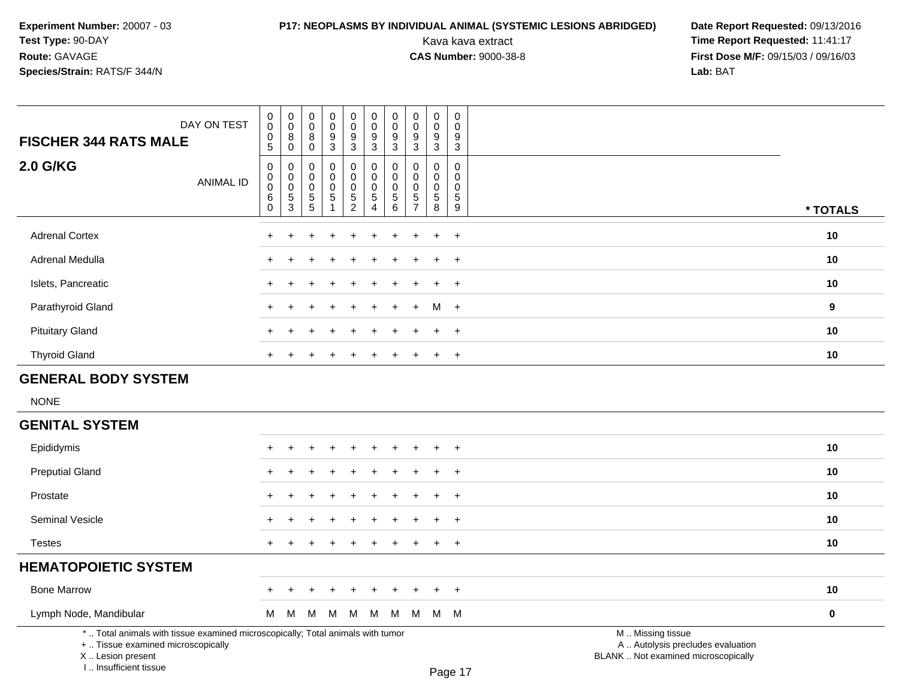**Experiment Number:** 20007 - 03
**Test Type:** 90-DAY
**Route:** GAVAGE
**Species/Strain:** RATS/F 344/N

**P17: NEOPLASMS BY INDIVIDUAL ANIMAL (SYSTEMIC LESIONS ABRIDGED)**
Kava kava extract
**CAS Number:** 9000-38-8

**Date Report Requested:** 09/13/2016
**Time Report Requested:** 11:41:17
**First Dose M/F:** 09/15/03 / 09/16/03
**Lab:** BAT

| FISCHER 344 RATS MALE — DAY ON TEST | 0005 | 0080 | 0080 | 0093 | 0093 | 0093 | 0093 | 0093 | 0093 | 0093 | |
|---|---|---|---|---|---|---|---|---|---|---|---|
| **2.0 G/KG** — ANIMAL ID | 00060 | 00053 | 00055 | 00051 | 00052 | 00054 | 00056 | 00057 | 00058 | 00059 | *** TOTALS** |
| Adrenal Cortex | + | + | + | + | + | + | + | + | + | + | **10** |
| Adrenal Medulla | + | + | + | + | + | + | + | + | + | + | **10** |
| Islets, Pancreatic | + | + | + | + | + | + | + | + | + | + | **10** |
| Parathyroid Gland | + | + | + | + | + | + | + | + | M | + | **9** |
| Pituitary Gland | + | + | + | + | + | + | + | + | + | + | **10** |
| Thyroid Gland | + | + | + | + | + | + | + | + | + | + | **10** |
| **GENERAL BODY SYSTEM** | | | | | | | | | | | |
| NONE | | | | | | | | | | | |
| **GENITAL SYSTEM** | | | | | | | | | | | |
| Epididymis | + | + | + | + | + | + | + | + | + | + | **10** |
| Preputial Gland | + | + | + | + | + | + | + | + | + | + | **10** |
| Prostate | + | + | + | + | + | + | + | + | + | + | **10** |
| Seminal Vesicle | + | + | + | + | + | + | + | + | + | + | **10** |
| Testes | + | + | + | + | + | + | + | + | + | + | **10** |
| **HEMATOPOIETIC SYSTEM** | | | | | | | | | | | |
| Bone Marrow | + | + | + | + | + | + | + | + | + | + | **10** |
| Lymph Node, Mandibular | M | M | M | M | M | M | M | M | M | M | **0** |

\* .. Total animals with tissue examined microscopically; Total animals with tumor
\+ .. Tissue examined microscopically
X .. Lesion present
I .. Insufficient tissue

M .. Missing tissue
A .. Autolysis precludes evaluation
BLANK .. Not examined microscopically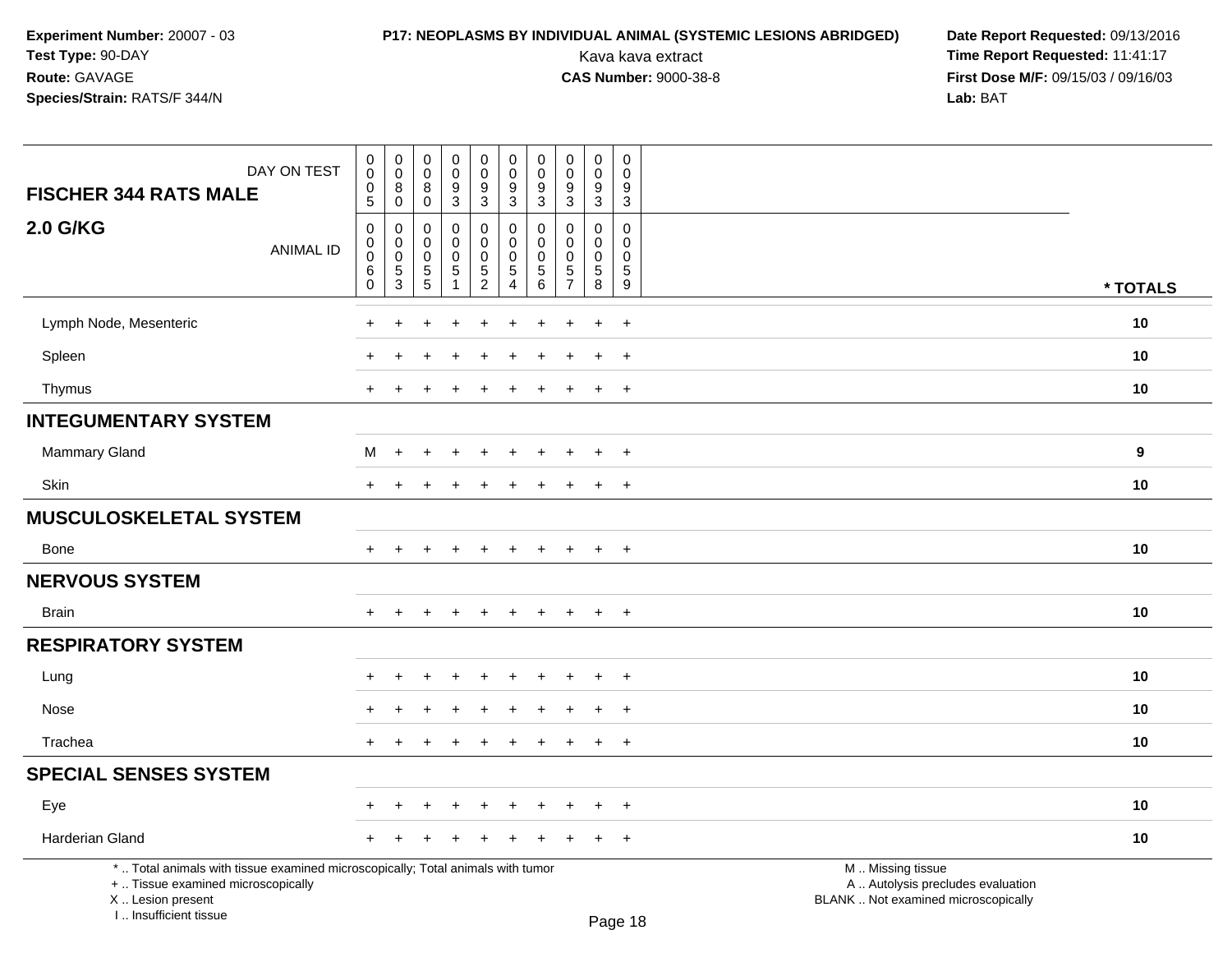**Experiment Number:** 20007 - 03
**Test Type:** 90-DAY
**Route:** GAVAGE
**Species/Strain:** RATS/F 344/N

**P17: NEOPLASMS BY INDIVIDUAL ANIMAL (SYSTEMIC LESIONS ABRIDGED)**
Kava kava extract
**CAS Number:** 9000-38-8

**Date Report Requested:** 09/13/2016
**Time Report Requested:** 11:41:17
**First Dose M/F:** 09/15/03 / 09/16/03
**Lab:** BAT

| FISCHER 344 RATS MALE — DAY ON TEST | 0005 | 0080 | 0080 | 0093 | 0093 | 0093 | 0093 | 0093 | 0093 | 0093 | |
|---|---|---|---|---|---|---|---|---|---|---|---|
| **2.0 G/KG** — ANIMAL ID | 00060 | 00053 | 00055 | 00051 | 00052 | 00054 | 00056 | 00057 | 00058 | 00059 | * TOTALS |
| Lymph Node, Mesenteric | + | + | + | + | + | + | + | + | + | + | 10 |
| Spleen | + | + | + | + | + | + | + | + | + | + | 10 |
| Thymus | + | + | + | + | + | + | + | + | + | + | 10 |
| **INTEGUMENTARY SYSTEM** | | | | | | | | | | | |
| Mammary Gland | M | + | + | + | + | + | + | + | + | + | 9 |
| Skin | + | + | + | + | + | + | + | + | + | + | 10 |
| **MUSCULOSKELETAL SYSTEM** | | | | | | | | | | | |
| Bone | + | + | + | + | + | + | + | + | + | + | 10 |
| **NERVOUS SYSTEM** | | | | | | | | | | | |
| Brain | + | + | + | + | + | + | + | + | + | + | 10 |
| **RESPIRATORY SYSTEM** | | | | | | | | | | | |
| Lung | + | + | + | + | + | + | + | + | + | + | 10 |
| Nose | + | + | + | + | + | + | + | + | + | + | 10 |
| Trachea | + | + | + | + | + | + | + | + | + | + | 10 |
| **SPECIAL SENSES SYSTEM** | | | | | | | | | | | |
| Eye | + | + | + | + | + | + | + | + | + | + | 10 |
| Harderian Gland | + | + | + | + | + | + | + | + | + | + | 10 |

* .. Total animals with tissue examined microscopically; Total animals with tumor
+ .. Tissue examined microscopically
X .. Lesion present
I .. Insufficient tissue

M .. Missing tissue
A .. Autolysis precludes evaluation
BLANK .. Not examined microscopically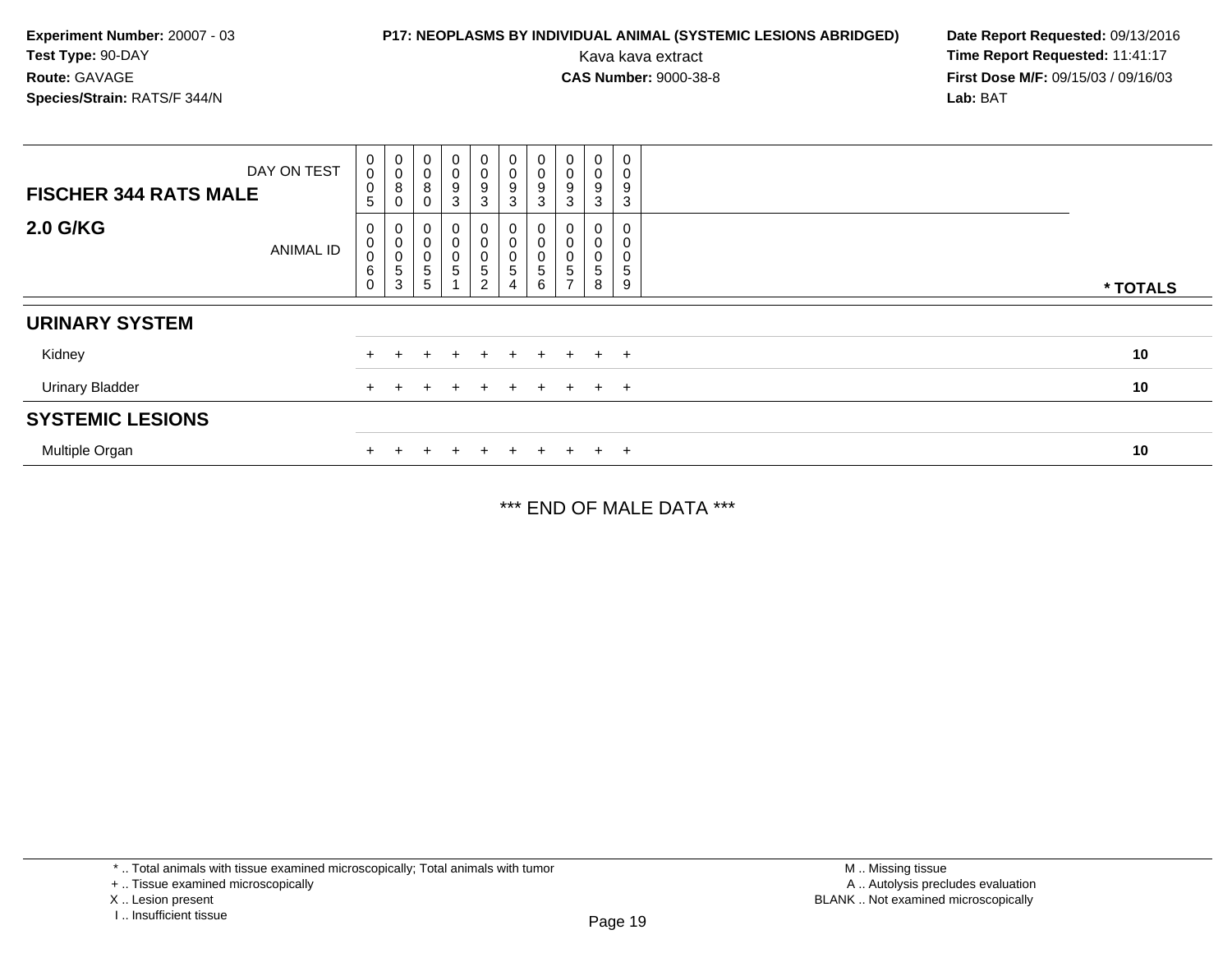**Experiment Number:** 20007 - 03
**Test Type:** 90-DAY
**Route:** GAVAGE
**Species/Strain:** RATS/F 344/N

**P17: NEOPLASMS BY INDIVIDUAL ANIMAL (SYSTEMIC LESIONS ABRIDGED)**
Kava kava extract
**CAS Number:** 9000-38-8

**Date Report Requested:** 09/13/2016
**Time Report Requested:** 11:41:17
**First Dose M/F:** 09/15/03 / 09/16/03
**Lab:** BAT

| FISCHER 344 RATS MALE — DAY ON TEST | 0005 | 0080 | 0080 | 0093 | 0093 | 0093 | 0093 | 0093 | 0093 | 0093 | |
|---|---|---|---|---|---|---|---|---|---|---|---|
| **2.0 G/KG** — ANIMAL ID | 00060 | 00053 | 00055 | 00051 | 00052 | 00054 | 00056 | 00057 | 00058 | 00059 | * TOTALS |
| **URINARY SYSTEM** | | | | | | | | | | | |
| Kidney | + | + | + | + | + | + | + | + | + | + | 10 |
| Urinary Bladder | + | + | + | + | + | + | + | + | + | + | 10 |
| **SYSTEMIC LESIONS** | | | | | | | | | | | |
| Multiple Organ | + | + | + | + | + | + | + | + | + | + | 10 |

*** END OF MALE DATA ***

* .. Total animals with tissue examined microscopically; Total animals with tumor
+ .. Tissue examined microscopically
X .. Lesion present
I .. Insufficient tissue

M .. Missing tissue
A .. Autolysis precludes evaluation
BLANK .. Not examined microscopically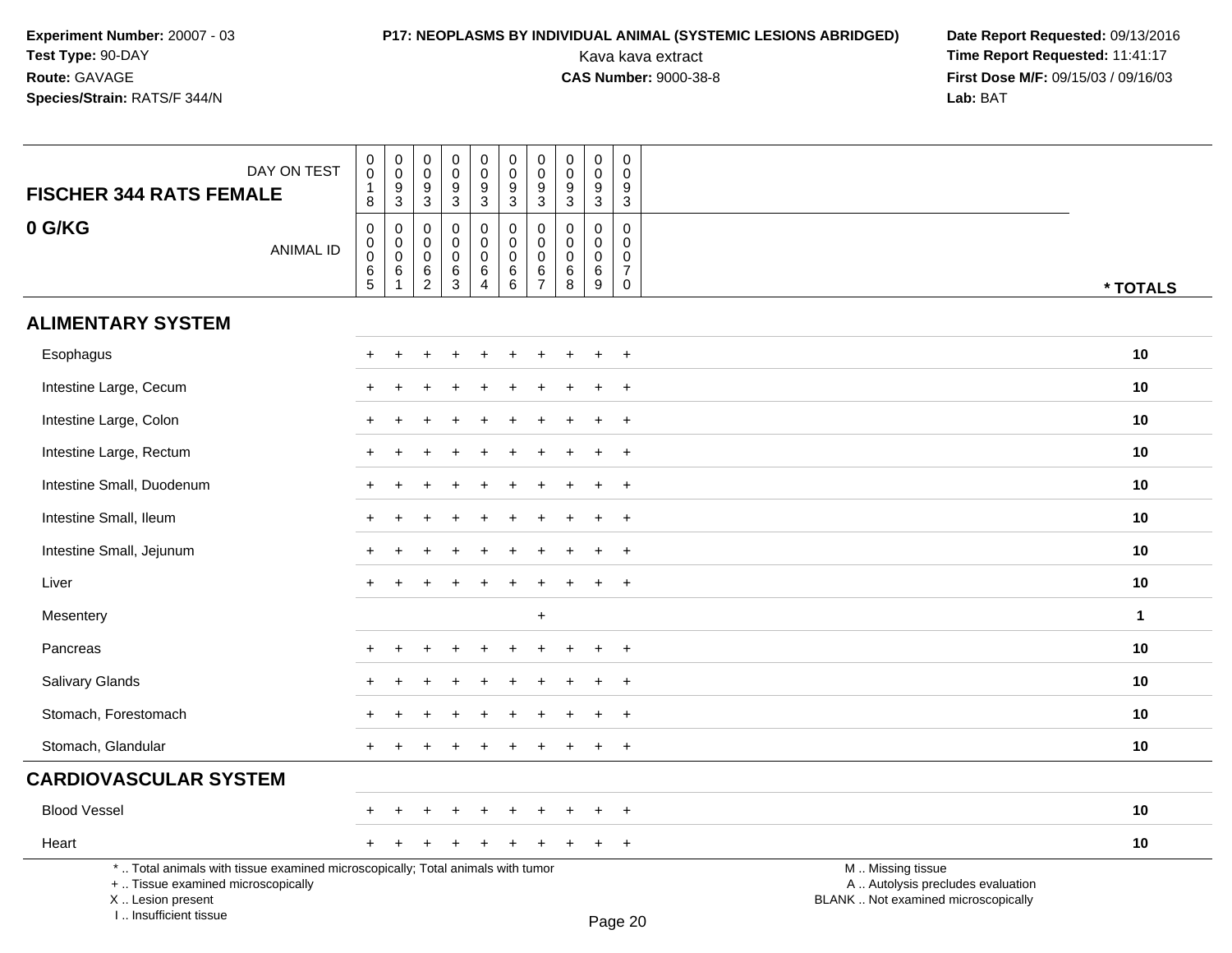**Experiment Number:** 20007 - 03
**Test Type:** 90-DAY
**Route:** GAVAGE
**Species/Strain:** RATS/F 344/N

**P17: NEOPLASMS BY INDIVIDUAL ANIMAL (SYSTEMIC LESIONS ABRIDGED)**
Kava kava extract
**CAS Number:** 9000-38-8

**Date Report Requested:** 09/13/2016
**Time Report Requested:** 11:41:17
**First Dose M/F:** 09/15/03 / 09/16/03
**Lab:** BAT

| FISCHER 344 RATS FEMALE 0 G/KG — DAY ON TEST | 0018 | 0093 | 0093 | 0093 | 0093 | 0093 | 0093 | 0093 | 0093 | 0093 | |
|---|---|---|---|---|---|---|---|---|---|---|---|
| ANIMAL ID | 00065 | 00061 | 00062 | 00063 | 00064 | 00066 | 00067 | 00068 | 00069 | 00070 | * TOTALS |
| **ALIMENTARY SYSTEM** | | | | | | | | | | | |
| Esophagus | + | + | + | + | + | + | + | + | + | + | 10 |
| Intestine Large, Cecum | + | + | + | + | + | + | + | + | + | + | 10 |
| Intestine Large, Colon | + | + | + | + | + | + | + | + | + | + | 10 |
| Intestine Large, Rectum | + | + | + | + | + | + | + | + | + | + | 10 |
| Intestine Small, Duodenum | + | + | + | + | + | + | + | + | + | + | 10 |
| Intestine Small, Ileum | + | + | + | + | + | + | + | + | + | + | 10 |
| Intestine Small, Jejunum | + | + | + | + | + | + | + | + | + | + | 10 |
| Liver | + | + | + | + | + | + | + | + | + | + | 10 |
| Mesentery | | | | | | | + | | | | 1 |
| Pancreas | + | + | + | + | + | + | + | + | + | + | 10 |
| Salivary Glands | + | + | + | + | + | + | + | + | + | + | 10 |
| Stomach, Forestomach | + | + | + | + | + | + | + | + | + | + | 10 |
| Stomach, Glandular | + | + | + | + | + | + | + | + | + | + | 10 |
| **CARDIOVASCULAR SYSTEM** | | | | | | | | | | | |
| Blood Vessel | + | + | + | + | + | + | + | + | + | + | 10 |
| Heart | + | + | + | + | + | + | + | + | + | + | 10 |

* .. Total animals with tissue examined microscopically; Total animals with tumor
+ .. Tissue examined microscopically
X .. Lesion present
I .. Insufficient tissue

M .. Missing tissue
A .. Autolysis precludes evaluation
BLANK .. Not examined microscopically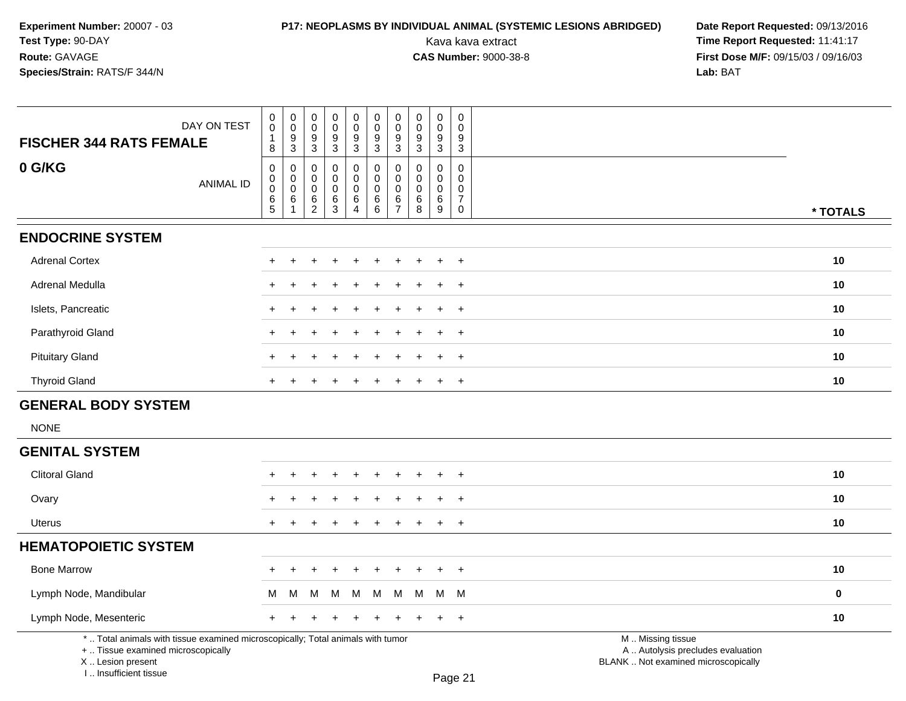**Experiment Number:** 20007 - 03
**Test Type:** 90-DAY
**Route:** GAVAGE
**Species/Strain:** RATS/F 344/N

**P17: NEOPLASMS BY INDIVIDUAL ANIMAL (SYSTEMIC LESIONS ABRIDGED)**
Kava kava extract
**CAS Number:** 9000-38-8

**Date Report Requested:** 09/13/2016
**Time Report Requested:** 11:41:17
**First Dose M/F:** 09/15/03 / 09/16/03
**Lab:** BAT

| FISCHER 344 RATS FEMALE — 0 G/KG | | | | | | | | | | | |
|---|---|---|---|---|---|---|---|---|---|---|---|
| DAY ON TEST | 0018 | 0093 | 0093 | 0093 | 0093 | 0093 | 0093 | 0093 | 0093 | 0093 | |
| ANIMAL ID | 00065 | 00061 | 00062 | 00063 | 00064 | 00066 | 00067 | 00068 | 00069 | 00070 | * TOTALS |
| **ENDOCRINE SYSTEM** | | | | | | | | | | | |
| Adrenal Cortex | + | + | + | + | + | + | + | + | + | + | 10 |
| Adrenal Medulla | + | + | + | + | + | + | + | + | + | + | 10 |
| Islets, Pancreatic | + | + | + | + | + | + | + | + | + | + | 10 |
| Parathyroid Gland | + | + | + | + | + | + | + | + | + | + | 10 |
| Pituitary Gland | + | + | + | + | + | + | + | + | + | + | 10 |
| Thyroid Gland | + | + | + | + | + | + | + | + | + | + | 10 |
| **GENERAL BODY SYSTEM** | | | | | | | | | | | |
| NONE | | | | | | | | | | | |
| **GENITAL SYSTEM** | | | | | | | | | | | |
| Clitoral Gland | + | + | + | + | + | + | + | + | + | + | 10 |
| Ovary | + | + | + | + | + | + | + | + | + | + | 10 |
| Uterus | + | + | + | + | + | + | + | + | + | + | 10 |
| **HEMATOPOIETIC SYSTEM** | | | | | | | | | | | |
| Bone Marrow | + | + | + | + | + | + | + | + | + | + | 10 |
| Lymph Node, Mandibular | M | M | M | M | M | M | M | M | M | M | 0 |
| Lymph Node, Mesenteric | + | + | + | + | + | + | + | + | + | + | 10 |

* .. Total animals with tissue examined microscopically; Total animals with tumor
+ .. Tissue examined microscopically
X .. Lesion present
I .. Insufficient tissue

M .. Missing tissue
A .. Autolysis precludes evaluation
BLANK .. Not examined microscopically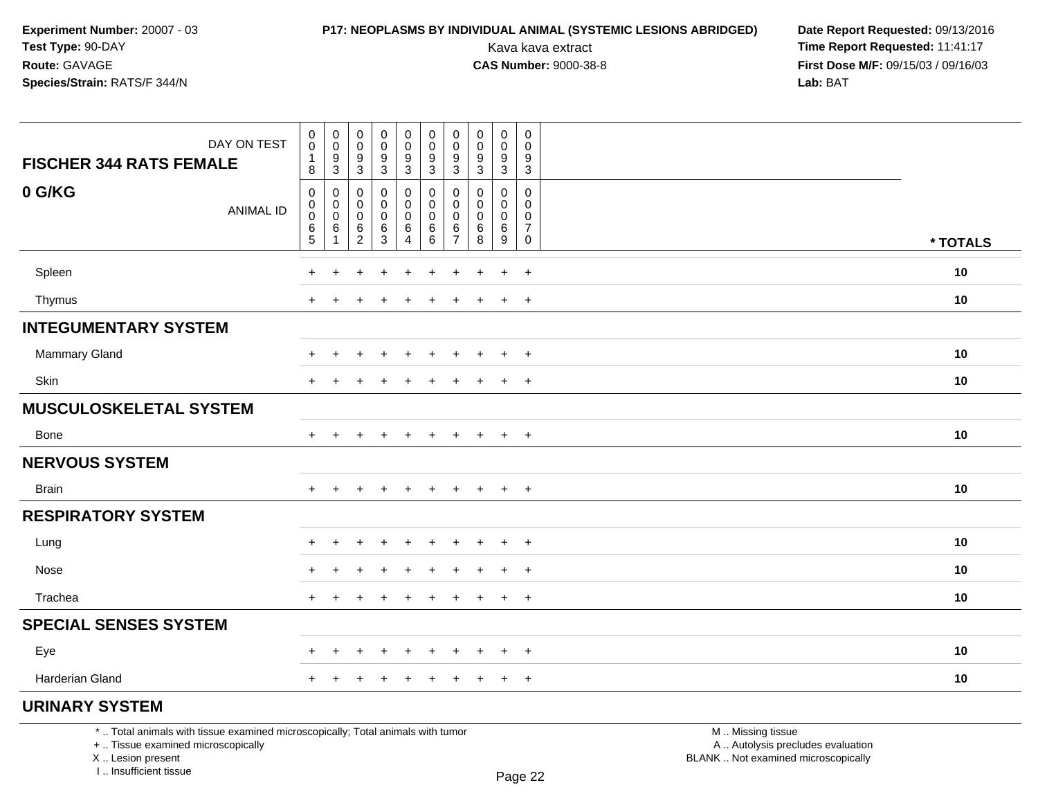**Experiment Number:** 20007 - 03
**Test Type:** 90-DAY
**Route:** GAVAGE
**Species/Strain:** RATS/F 344/N

**P17: NEOPLASMS BY INDIVIDUAL ANIMAL (SYSTEMIC LESIONS ABRIDGED)**
Kava kava extract
**CAS Number:** 9000-38-8

**Date Report Requested:** 09/13/2016
**Time Report Requested:** 11:41:17
**First Dose M/F:** 09/15/03 / 09/16/03
**Lab:** BAT

| FISCHER 344 RATS FEMALE — DAY ON TEST | 0018 | 0093 | 0093 | 0093 | 0093 | 0093 | 0093 | 0093 | 0093 | 0093 | |
|---|---|---|---|---|---|---|---|---|---|---|---|
| **0 G/KG** — ANIMAL ID | 00065 | 00061 | 00062 | 00063 | 00064 | 00066 | 00067 | 00068 | 00069 | 00070 | *** TOTALS** |
| Spleen | + | + | + | + | + | + | + | + | + | + | **10** |
| Thymus | + | + | + | + | + | + | + | + | + | + | **10** |
| **INTEGUMENTARY SYSTEM** | | | | | | | | | | | |
| Mammary Gland | + | + | + | + | + | + | + | + | + | + | **10** |
| Skin | + | + | + | + | + | + | + | + | + | + | **10** |
| **MUSCULOSKELETAL SYSTEM** | | | | | | | | | | | |
| Bone | + | + | + | + | + | + | + | + | + | + | **10** |
| **NERVOUS SYSTEM** | | | | | | | | | | | |
| Brain | + | + | + | + | + | + | + | + | + | + | **10** |
| **RESPIRATORY SYSTEM** | | | | | | | | | | | |
| Lung | + | + | + | + | + | + | + | + | + | + | **10** |
| Nose | + | + | + | + | + | + | + | + | + | + | **10** |
| Trachea | + | + | + | + | + | + | + | + | + | + | **10** |
| **SPECIAL SENSES SYSTEM** | | | | | | | | | | | |
| Eye | + | + | + | + | + | + | + | + | + | + | **10** |
| Harderian Gland | + | + | + | + | + | + | + | + | + | + | **10** |
| **URINARY SYSTEM** | | | | | | | | | | | |

\* .. Total animals with tissue examined microscopically; Total animals with tumor
\+ .. Tissue examined microscopically
X .. Lesion present
I .. Insufficient tissue

M .. Missing tissue
A .. Autolysis precludes evaluation
BLANK .. Not examined microscopically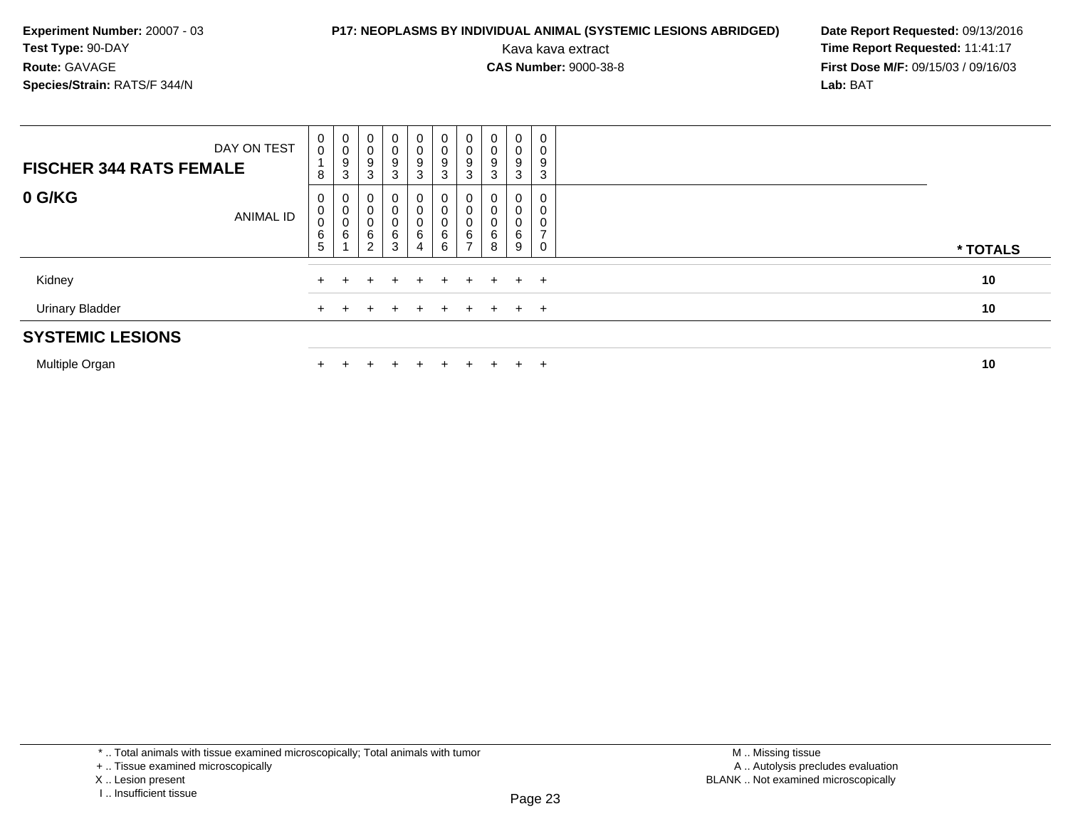**Experiment Number:** 20007 - 03
**Test Type:** 90-DAY
**Route:** GAVAGE
**Species/Strain:** RATS/F 344/N

**P17: NEOPLASMS BY INDIVIDUAL ANIMAL (SYSTEMIC LESIONS ABRIDGED)**
Kava kava extract
**CAS Number:** 9000-38-8

**Date Report Requested:** 09/13/2016
**Time Report Requested:** 11:41:17
**First Dose M/F:** 09/15/03 / 09/16/03
**Lab:** BAT

| **FISCHER 344 RATS FEMALE** DAY ON TEST | 0018 | 0093 | 0093 | 0093 | 0093 | 0093 | 0093 | 0093 | 0093 | 0093 | |
|---|---|---|---|---|---|---|---|---|---|---|---|
| **0 G/KG** ANIMAL ID | 00065 | 00061 | 00062 | 00063 | 00064 | 00066 | 00067 | 00068 | 00069 | 00070 | **\* TOTALS** |
| Kidney | + | + | + | + | + | + | + | + | + | + | **10** |
| Urinary Bladder | + | + | + | + | + | + | + | + | + | + | **10** |
| **SYSTEMIC LESIONS** | | | | | | | | | | | |
| Multiple Organ | + | + | + | + | + | + | + | + | + | + | **10** |

\* .. Total animals with tissue examined microscopically; Total animals with tumor
\+ .. Tissue examined microscopically
X .. Lesion present
I .. Insufficient tissue

M .. Missing tissue
A .. Autolysis precludes evaluation
BLANK .. Not examined microscopically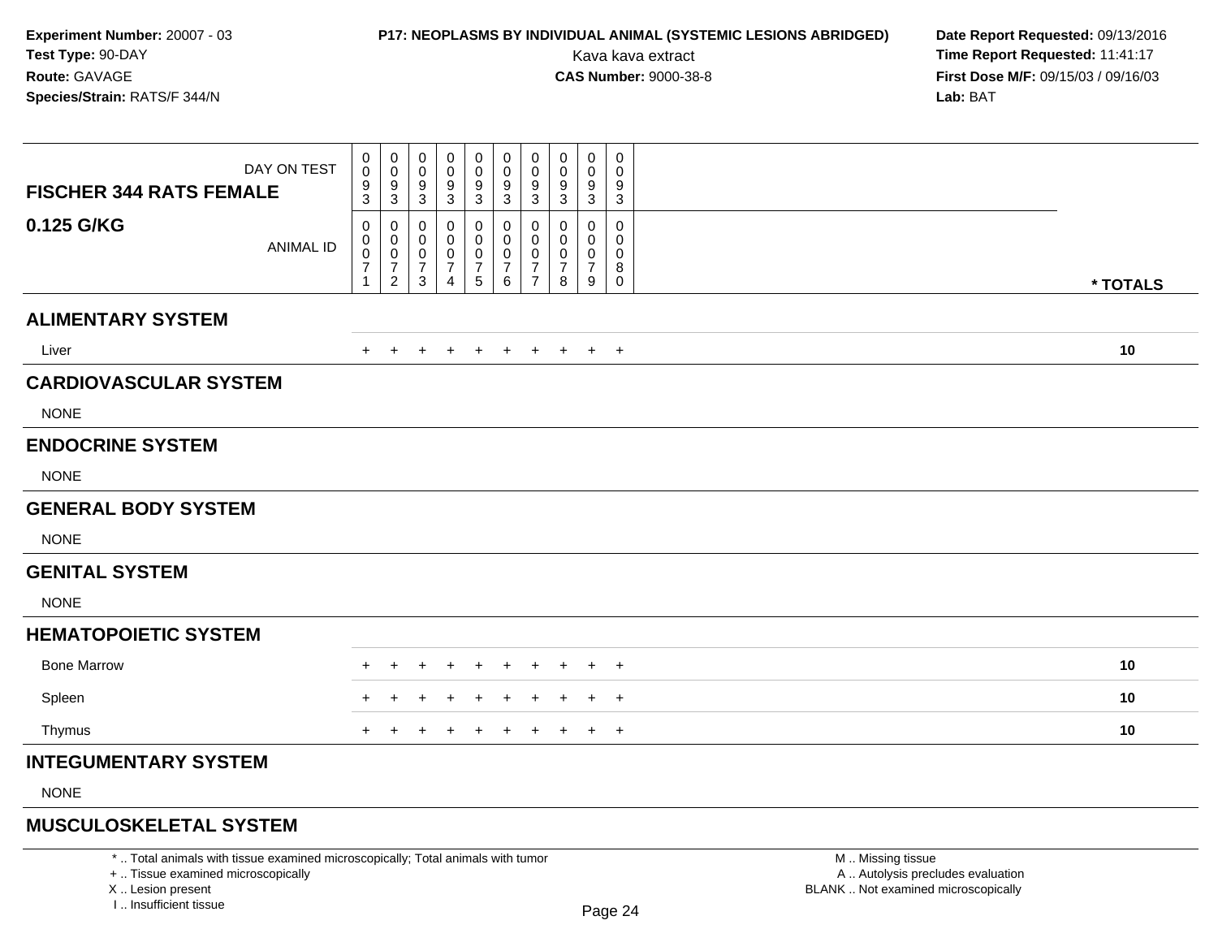**Experiment Number:** 20007 - 03
**Test Type:** 90-DAY
**Route:** GAVAGE
**Species/Strain:** RATS/F 344/N

**P17: NEOPLASMS BY INDIVIDUAL ANIMAL (SYSTEMIC LESIONS ABRIDGED)**
Kava kava extract
**CAS Number:** 9000-38-8

**Date Report Requested:** 09/13/2016
**Time Report Requested:** 11:41:17
**First Dose M/F:** 09/15/03 / 09/16/03
**Lab:** BAT

| FISCHER 344 RATS FEMALE 0.125 G/KG | | | | | | | | | | | |
|---|---|---|---|---|---|---|---|---|---|---|---|
| DAY ON TEST | 0093 | 0093 | 0093 | 0093 | 0093 | 0093 | 0093 | 0093 | 0093 | 0093 | |
| ANIMAL ID | 00071 | 00072 | 00073 | 00074 | 00075 | 00076 | 00077 | 00078 | 00079 | 00080 | * TOTALS |
| **ALIMENTARY SYSTEM** | | | | | | | | | | | |
| Liver | + | + | + | + | + | + | + | + | + | + | 10 |
| **CARDIOVASCULAR SYSTEM** | | | | | | | | | | | |
| NONE | | | | | | | | | | | |
| **ENDOCRINE SYSTEM** | | | | | | | | | | | |
| NONE | | | | | | | | | | | |
| **GENERAL BODY SYSTEM** | | | | | | | | | | | |
| NONE | | | | | | | | | | | |
| **GENITAL SYSTEM** | | | | | | | | | | | |
| NONE | | | | | | | | | | | |
| **HEMATOPOIETIC SYSTEM** | | | | | | | | | | | |
| Bone Marrow | + | + | + | + | + | + | + | + | + | + | 10 |
| Spleen | + | + | + | + | + | + | + | + | + | + | 10 |
| Thymus | + | + | + | + | + | + | + | + | + | + | 10 |
| **INTEGUMENTARY SYSTEM** | | | | | | | | | | | |
| NONE | | | | | | | | | | | |
| **MUSCULOSKELETAL SYSTEM** | | | | | | | | | | | |

* .. Total animals with tissue examined microscopically; Total animals with tumor
+ .. Tissue examined microscopically
X .. Lesion present
I .. Insufficient tissue

M .. Missing tissue
A .. Autolysis precludes evaluation
BLANK .. Not examined microscopically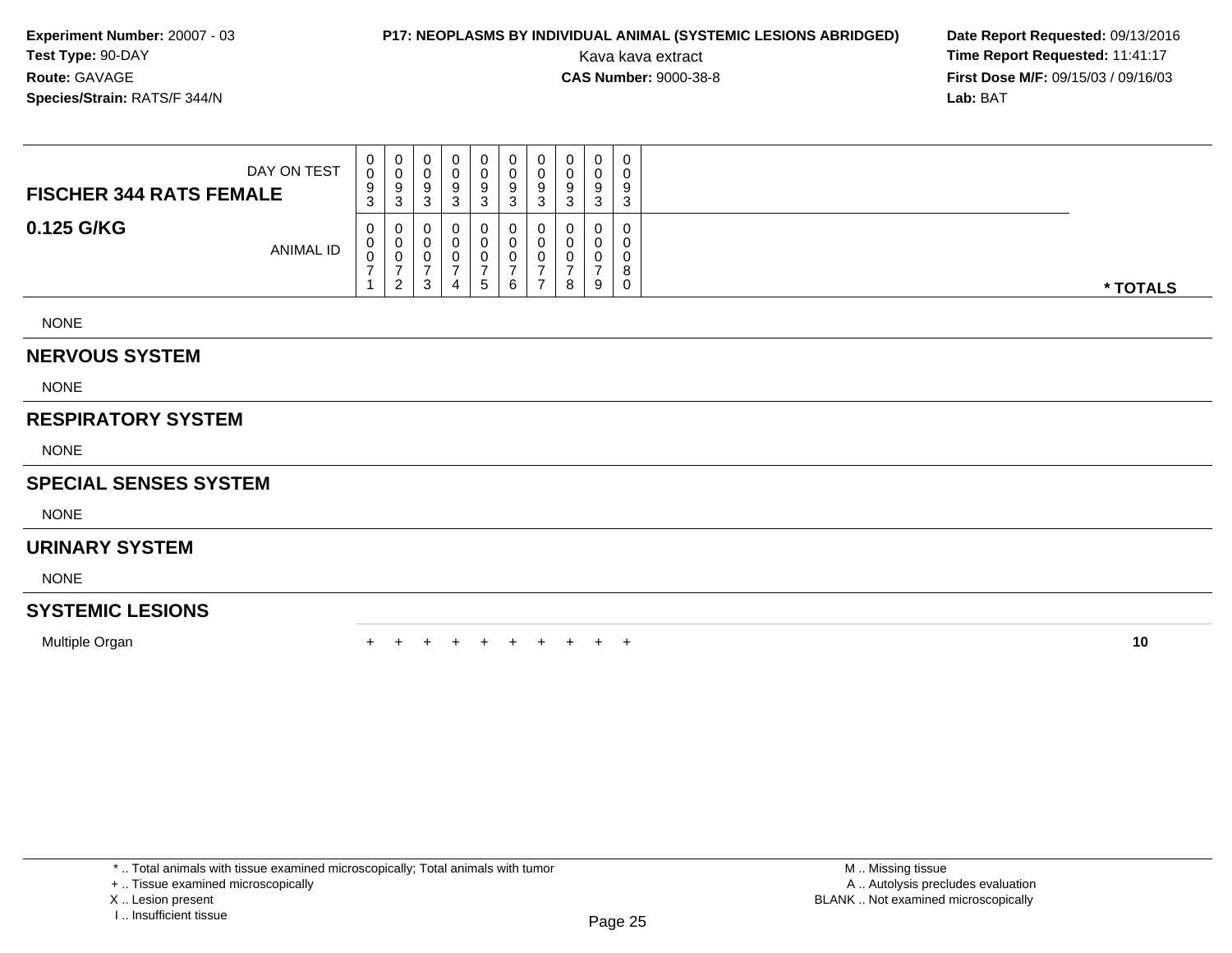**Experiment Number:** 20007 - 03
**Test Type:** 90-DAY
**Route:** GAVAGE
**Species/Strain:** RATS/F 344/N

**P17: NEOPLASMS BY INDIVIDUAL ANIMAL (SYSTEMIC LESIONS ABRIDGED)**
Kava kava extract
**CAS Number:** 9000-38-8

**Date Report Requested:** 09/13/2016
**Time Report Requested:** 11:41:17
**First Dose M/F:** 09/15/03 / 09/16/03
**Lab:** BAT

| FISCHER 344 RATS FEMALE / 0.125 G/KG | | | | | | | | | | | |
|---|---|---|---|---|---|---|---|---|---|---|---|
| DAY ON TEST | 0093 | 0093 | 0093 | 0093 | 0093 | 0093 | 0093 | 0093 | 0093 | 0093 | |
| ANIMAL ID | 00071 | 00072 | 00073 | 00074 | 00075 | 00076 | 00077 | 00078 | 00079 | 00080 | * TOTALS |
| NONE | | | | | | | | | | | |
| **NERVOUS SYSTEM** | | | | | | | | | | | |
| NONE | | | | | | | | | | | |
| **RESPIRATORY SYSTEM** | | | | | | | | | | | |
| NONE | | | | | | | | | | | |
| **SPECIAL SENSES SYSTEM** | | | | | | | | | | | |
| NONE | | | | | | | | | | | |
| **URINARY SYSTEM** | | | | | | | | | | | |
| NONE | | | | | | | | | | | |
| **SYSTEMIC LESIONS** | | | | | | | | | | | |
| Multiple Organ | + | + | + | + | + | + | + | + | + | + | 10 |

\* .. Total animals with tissue examined microscopically; Total animals with tumor
\+ .. Tissue examined microscopically
X .. Lesion present
I .. Insufficient tissue

M .. Missing tissue
A .. Autolysis precludes evaluation
BLANK .. Not examined microscopically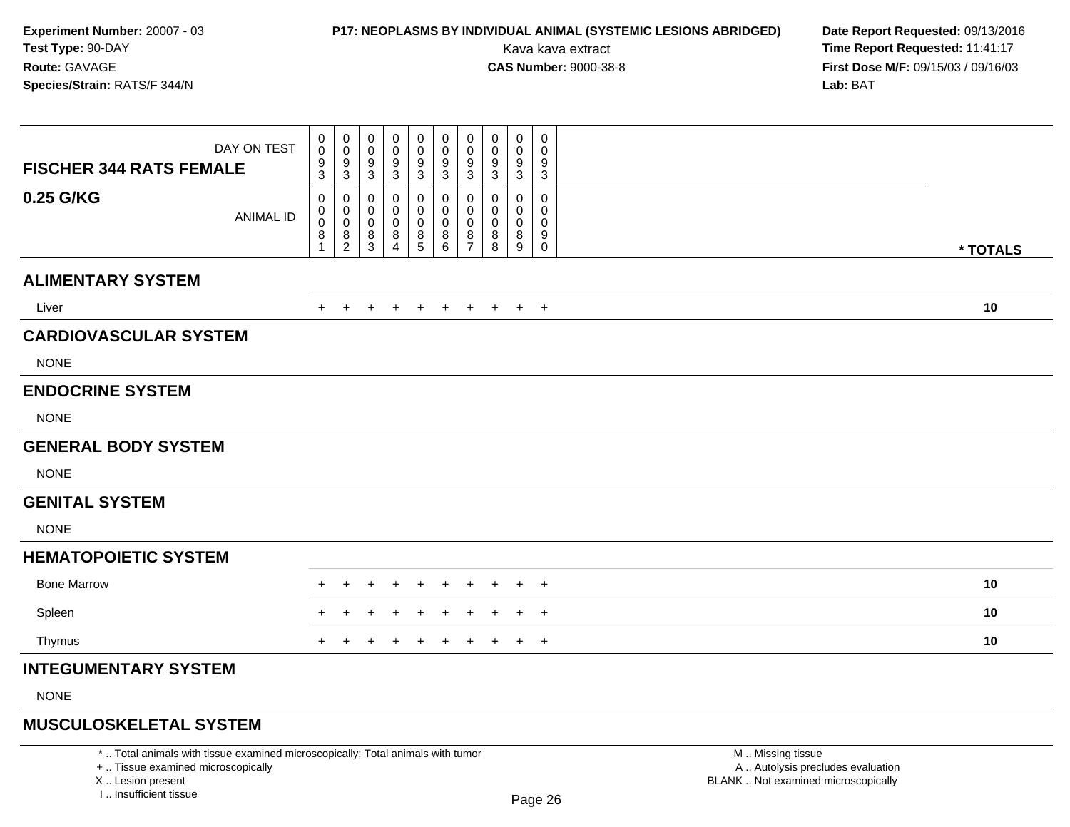Experiment Number: 20007 - 03
Test Type: 90-DAY
Route: GAVAGE
Species/Strain: RATS/F 344/N

**P17: NEOPLASMS BY INDIVIDUAL ANIMAL (SYSTEMIC LESIONS ABRIDGED)**
Kava kava extract
**CAS Number:** 9000-38-8

Date Report Requested: 09/13/2016
Time Report Requested: 11:41:17
First Dose M/F: 09/15/03 / 09/16/03
Lab: BAT

| FISCHER 344 RATS FEMALE 0.25 G/KG | DAY ON TEST | 0093 | 0093 | 0093 | 0093 | 0093 | 0093 | 0093 | 0093 | 0093 | 0093 | |
|---|---|---|---|---|---|---|---|---|---|---|---|---|
| | ANIMAL ID | 00081 | 00082 | 00083 | 00084 | 00085 | 00086 | 00087 | 00088 | 00089 | 00090 | * TOTALS |
| **ALIMENTARY SYSTEM** | | | | | | | | | | | | |
| Liver | | + | + | + | + | + | + | + | + | + | + | 10 |
| **CARDIOVASCULAR SYSTEM** | | | | | | | | | | | | |
| NONE | | | | | | | | | | | | |
| **ENDOCRINE SYSTEM** | | | | | | | | | | | | |
| NONE | | | | | | | | | | | | |
| **GENERAL BODY SYSTEM** | | | | | | | | | | | | |
| NONE | | | | | | | | | | | | |
| **GENITAL SYSTEM** | | | | | | | | | | | | |
| NONE | | | | | | | | | | | | |
| **HEMATOPOIETIC SYSTEM** | | | | | | | | | | | | |
| Bone Marrow | | + | + | + | + | + | + | + | + | + | + | 10 |
| Spleen | | + | + | + | + | + | + | + | + | + | + | 10 |
| Thymus | | + | + | + | + | + | + | + | + | + | + | 10 |
| **INTEGUMENTARY SYSTEM** | | | | | | | | | | | | |
| NONE | | | | | | | | | | | | |
| **MUSCULOSKELETAL SYSTEM** | | | | | | | | | | | | |

* .. Total animals with tissue examined microscopically; Total animals with tumor
+ .. Tissue examined microscopically
X .. Lesion present
I .. Insufficient tissue

M .. Missing tissue
A .. Autolysis precludes evaluation
BLANK .. Not examined microscopically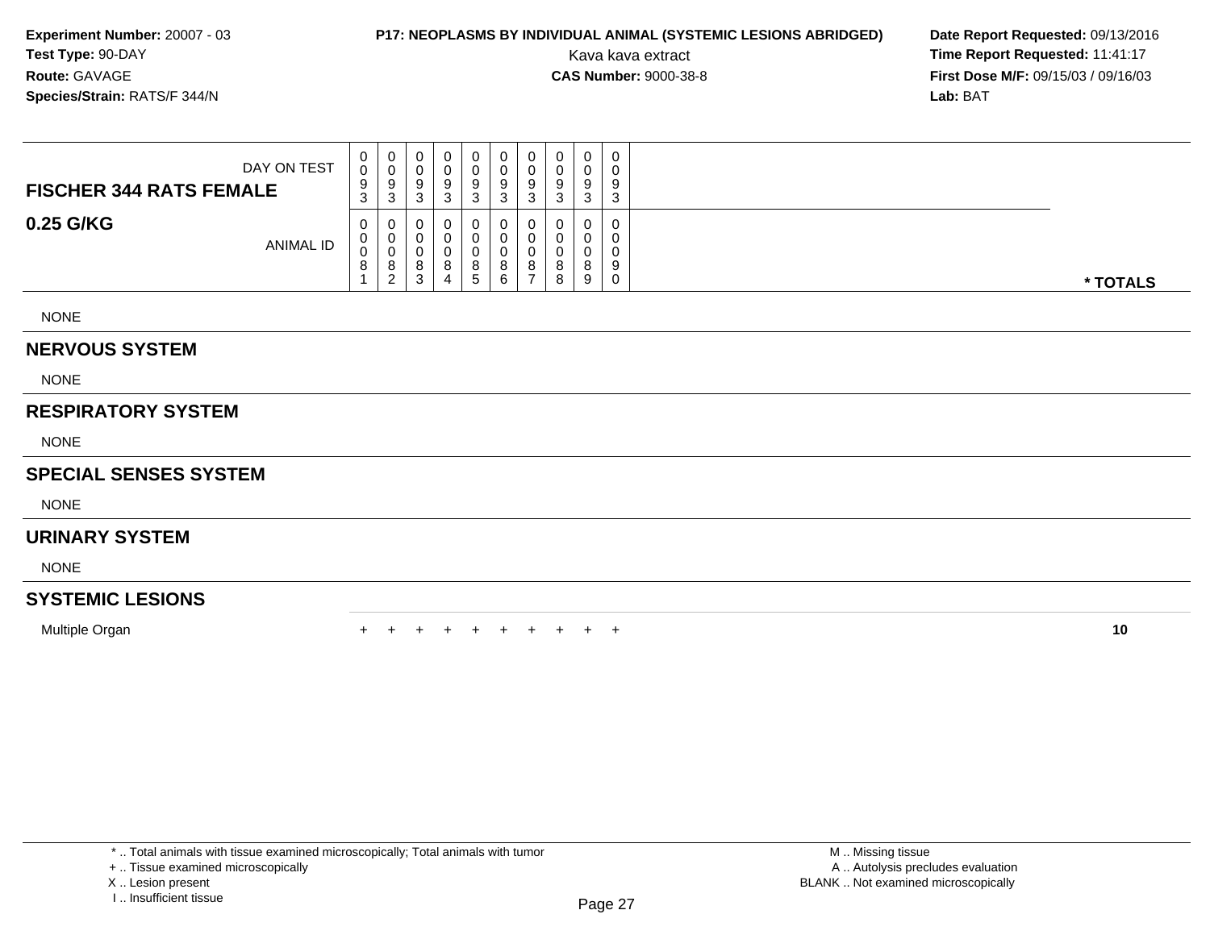**Experiment Number:** 20007 - 03
**Test Type:** 90-DAY
**Route:** GAVAGE
**Species/Strain:** RATS/F 344/N

**P17: NEOPLASMS BY INDIVIDUAL ANIMAL (SYSTEMIC LESIONS ABRIDGED)**
Kava kava extract
**CAS Number:** 9000-38-8

**Date Report Requested:** 09/13/2016
**Time Report Requested:** 11:41:17
**First Dose M/F:** 09/15/03 / 09/16/03
**Lab:** BAT

| FISCHER 344 RATS FEMALE 0.25 G/KG | | | | | | | | | | | |
|---|---|---|---|---|---|---|---|---|---|---|---|
| DAY ON TEST | 0093 | 0093 | 0093 | 0093 | 0093 | 0093 | 0093 | 0093 | 0093 | 0093 | |
| ANIMAL ID | 00081 | 00082 | 00083 | 00084 | 00085 | 00086 | 00087 | 00088 | 00089 | 00090 | * TOTALS |
| NONE | | | | | | | | | | | |
| **NERVOUS SYSTEM** | | | | | | | | | | | |
| NONE | | | | | | | | | | | |
| **RESPIRATORY SYSTEM** | | | | | | | | | | | |
| NONE | | | | | | | | | | | |
| **SPECIAL SENSES SYSTEM** | | | | | | | | | | | |
| NONE | | | | | | | | | | | |
| **URINARY SYSTEM** | | | | | | | | | | | |
| NONE | | | | | | | | | | | |
| **SYSTEMIC LESIONS** | | | | | | | | | | | |
| Multiple Organ | + | + | + | + | + | + | + | + | + | + | 10 |

* .. Total animals with tissue examined microscopically; Total animals with tumor
+ .. Tissue examined microscopically
X .. Lesion present
I .. Insufficient tissue

M .. Missing tissue
A .. Autolysis precludes evaluation
BLANK .. Not examined microscopically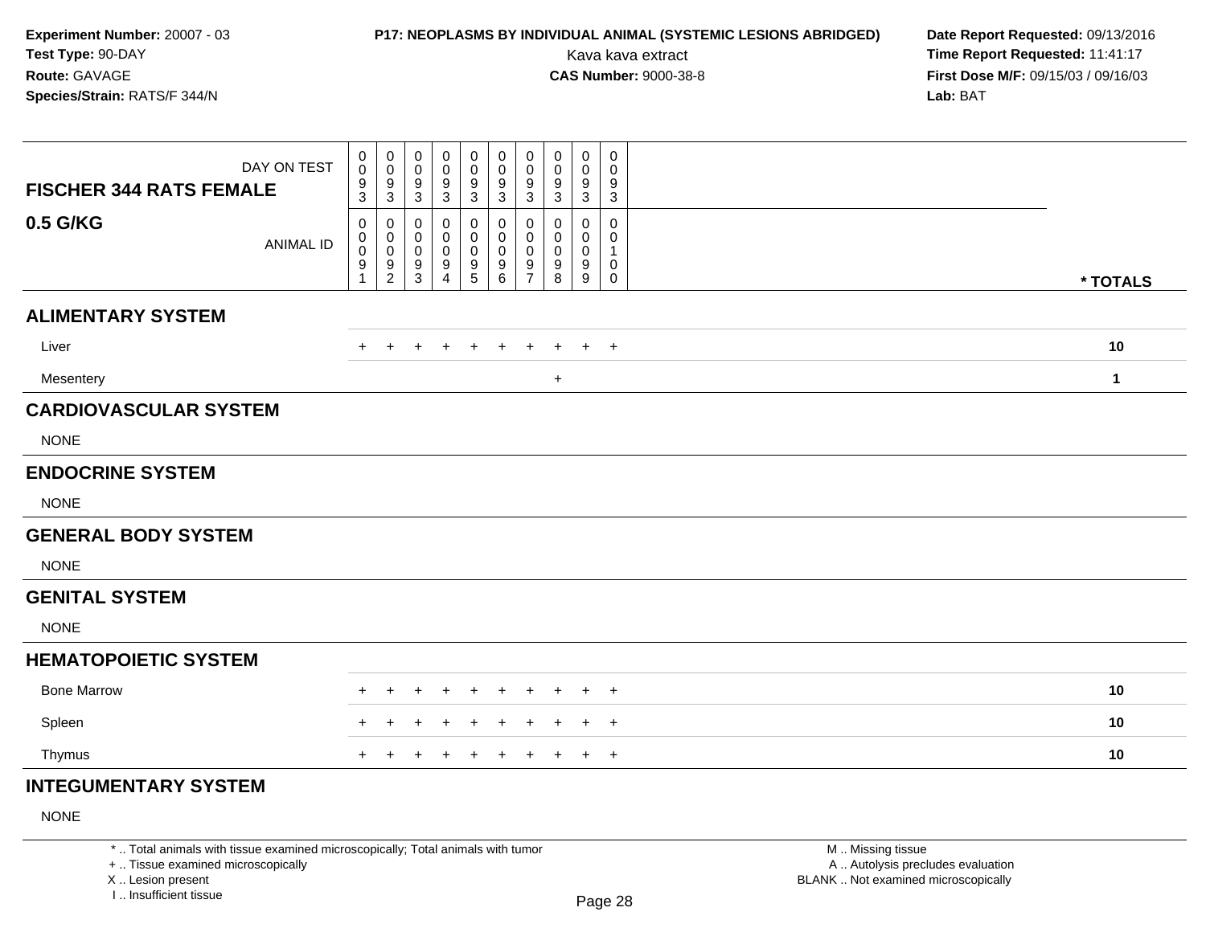**Experiment Number:** 20007 - 03
**Test Type:** 90-DAY
**Route:** GAVAGE
**Species/Strain:** RATS/F 344/N

**P17: NEOPLASMS BY INDIVIDUAL ANIMAL (SYSTEMIC LESIONS ABRIDGED)**
Kava kava extract
**CAS Number:** 9000-38-8

**Date Report Requested:** 09/13/2016
**Time Report Requested:** 11:41:17
**First Dose M/F:** 09/15/03 / 09/16/03
**Lab:** BAT

| FISCHER 344 RATS FEMALE / 0.5 G/KG | | | | | | | | | | | |
|---|---|---|---|---|---|---|---|---|---|---|---|
| DAY ON TEST | 0093 | 0093 | 0093 | 0093 | 0093 | 0093 | 0093 | 0093 | 0093 | 0093 | |
| ANIMAL ID | 00091 | 00092 | 00093 | 00094 | 00095 | 00096 | 00097 | 00098 | 00099 | 00100 | * TOTALS |
| **ALIMENTARY SYSTEM** | | | | | | | | | | | |
| Liver | + | + | + | + | + | + | + | + | + | + | 10 |
| Mesentery | | | | | | | | + | | | 1 |
| **CARDIOVASCULAR SYSTEM** | | | | | | | | | | | |
| NONE | | | | | | | | | | | |
| **ENDOCRINE SYSTEM** | | | | | | | | | | | |
| NONE | | | | | | | | | | | |
| **GENERAL BODY SYSTEM** | | | | | | | | | | | |
| NONE | | | | | | | | | | | |
| **GENITAL SYSTEM** | | | | | | | | | | | |
| NONE | | | | | | | | | | | |
| **HEMATOPOIETIC SYSTEM** | | | | | | | | | | | |
| Bone Marrow | + | + | + | + | + | + | + | + | + | + | 10 |
| Spleen | + | + | + | + | + | + | + | + | + | + | 10 |
| Thymus | + | + | + | + | + | + | + | + | + | + | 10 |
| **INTEGUMENTARY SYSTEM** | | | | | | | | | | | |
| NONE | | | | | | | | | | | |

* .. Total animals with tissue examined microscopically; Total animals with tumor
+ .. Tissue examined microscopically
X .. Lesion present
I .. Insufficient tissue

M .. Missing tissue
A .. Autolysis precludes evaluation
BLANK .. Not examined microscopically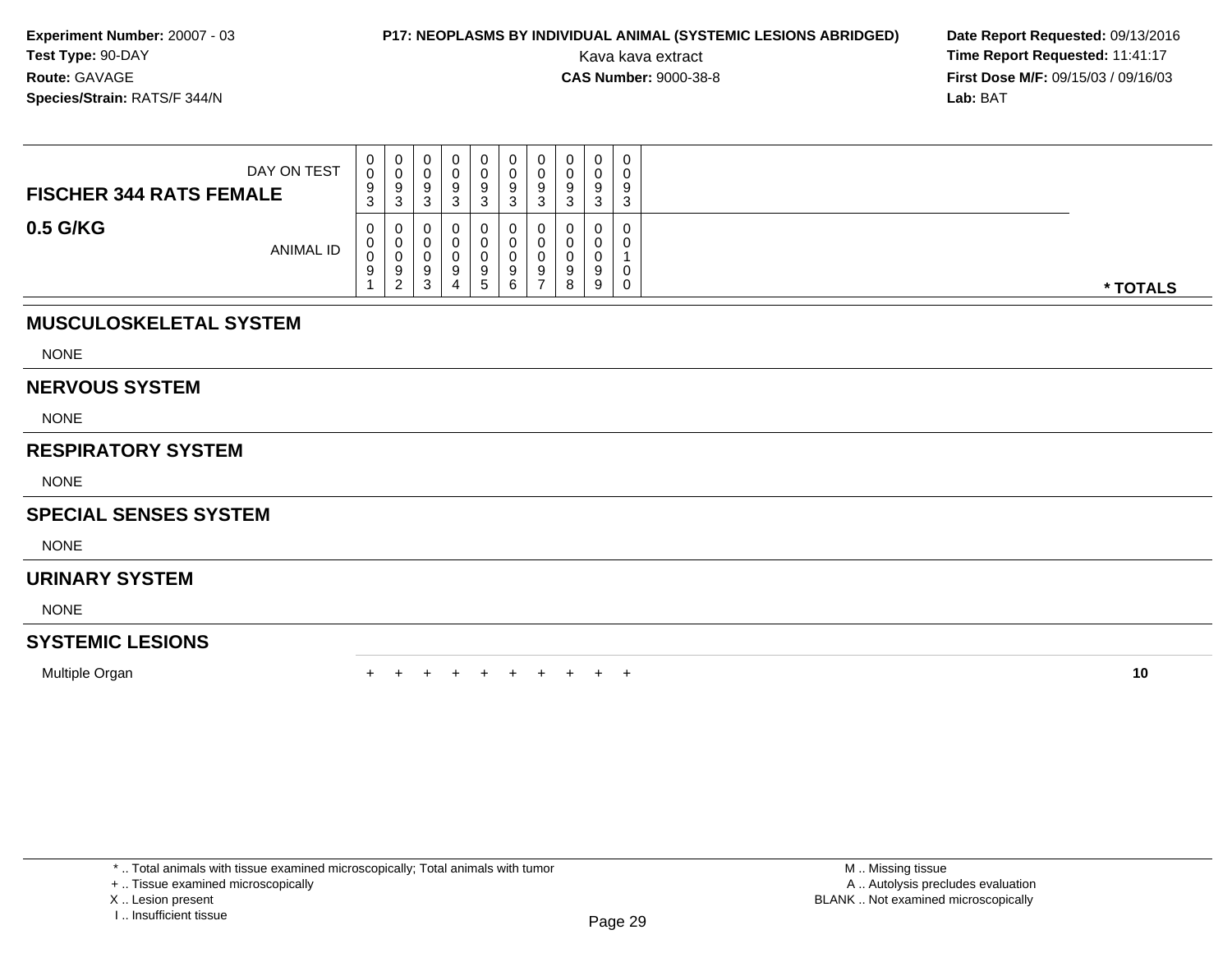**Experiment Number:** 20007 - 03
**Test Type:** 90-DAY
**Route:** GAVAGE
**Species/Strain:** RATS/F 344/N

**P17: NEOPLASMS BY INDIVIDUAL ANIMAL (SYSTEMIC LESIONS ABRIDGED)**
Kava kava extract
**CAS Number:** 9000-38-8

**Date Report Requested:** 09/13/2016
**Time Report Requested:** 11:41:17
**First Dose M/F:** 09/15/03 / 09/16/03
**Lab:** BAT

| FISCHER 344 RATS FEMALE — DAY ON TEST | 0093 | 0093 | 0093 | 0093 | 0093 | 0093 | 0093 | 0093 | 0093 | 0093 | |
|---|---|---|---|---|---|---|---|---|---|---|---|
| **0.5 G/KG** — ANIMAL ID | 00091 | 00092 | 00093 | 00094 | 00095 | 00096 | 00097 | 00098 | 00099 | 00100 | * TOTALS |
| **MUSCULOSKELETAL SYSTEM** | | | | | | | | | | | |
| NONE | | | | | | | | | | | |
| **NERVOUS SYSTEM** | | | | | | | | | | | |
| NONE | | | | | | | | | | | |
| **RESPIRATORY SYSTEM** | | | | | | | | | | | |
| NONE | | | | | | | | | | | |
| **SPECIAL SENSES SYSTEM** | | | | | | | | | | | |
| NONE | | | | | | | | | | | |
| **URINARY SYSTEM** | | | | | | | | | | | |
| NONE | | | | | | | | | | | |
| **SYSTEMIC LESIONS** | | | | | | | | | | | |
| Multiple Organ | + | + | + | + | + | + | + | + | + | + | **10** |

* .. Total animals with tissue examined microscopically; Total animals with tumor
+ .. Tissue examined microscopically
X .. Lesion present
I .. Insufficient tissue

M .. Missing tissue
A .. Autolysis precludes evaluation
BLANK .. Not examined microscopically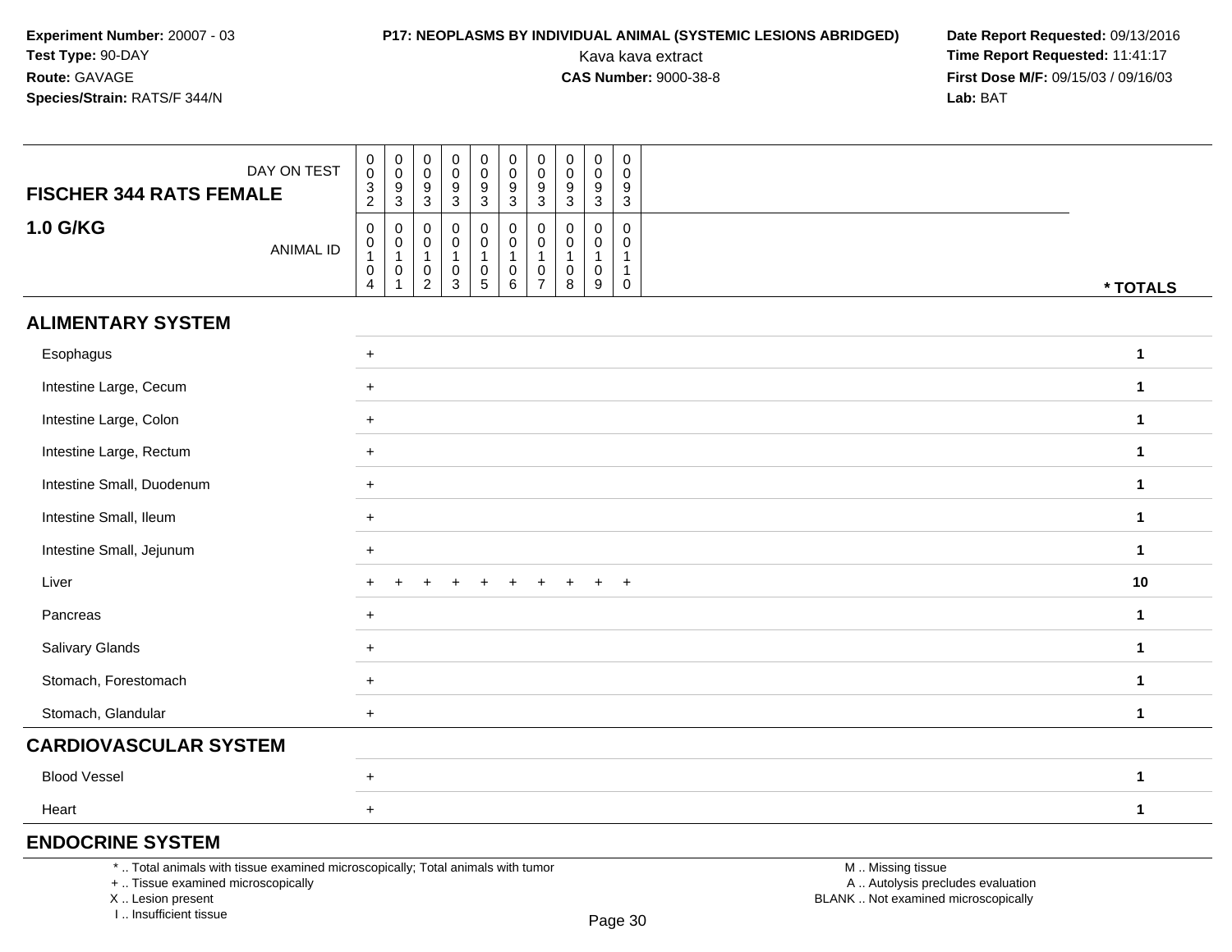**Experiment Number:** 20007 - 03
**Test Type:** 90-DAY
**Route:** GAVAGE
**Species/Strain:** RATS/F 344/N

**P17: NEOPLASMS BY INDIVIDUAL ANIMAL (SYSTEMIC LESIONS ABRIDGED)**
Kava kava extract
**CAS Number:** 9000-38-8

**Date Report Requested:** 09/13/2016
**Time Report Requested:** 11:41:17
**First Dose M/F:** 09/15/03 / 09/16/03
**Lab:** BAT

| FISCHER 344 RATS FEMALE 1.0 G/KG | DAY ON TEST | 0032 | 0093 | 0093 | 0093 | 0093 | 0093 | 0093 | 0093 | 0093 | 0093 | |
|---|---|---|---|---|---|---|---|---|---|---|---|---|
| | ANIMAL ID | 00104 | 00101 | 00102 | 00103 | 00105 | 00106 | 00107 | 00108 | 00109 | 00110 | * TOTALS |
| **ALIMENTARY SYSTEM** | | | | | | | | | | | | |
| Esophagus | | + | | | | | | | | | | 1 |
| Intestine Large, Cecum | | + | | | | | | | | | | 1 |
| Intestine Large, Colon | | + | | | | | | | | | | 1 |
| Intestine Large, Rectum | | + | | | | | | | | | | 1 |
| Intestine Small, Duodenum | | + | | | | | | | | | | 1 |
| Intestine Small, Ileum | | + | | | | | | | | | | 1 |
| Intestine Small, Jejunum | | + | | | | | | | | | | 1 |
| Liver | | + | + | + | + | + | + | + | + | + | + | 10 |
| Pancreas | | + | | | | | | | | | | 1 |
| Salivary Glands | | + | | | | | | | | | | 1 |
| Stomach, Forestomach | | + | | | | | | | | | | 1 |
| Stomach, Glandular | | + | | | | | | | | | | 1 |
| **CARDIOVASCULAR SYSTEM** | | | | | | | | | | | | |
| Blood Vessel | | + | | | | | | | | | | 1 |
| Heart | | + | | | | | | | | | | 1 |
| **ENDOCRINE SYSTEM** | | | | | | | | | | | | |

* .. Total animals with tissue examined microscopically; Total animals with tumor
+ .. Tissue examined microscopically
X .. Lesion present
I .. Insufficient tissue

M .. Missing tissue
A .. Autolysis precludes evaluation
BLANK .. Not examined microscopically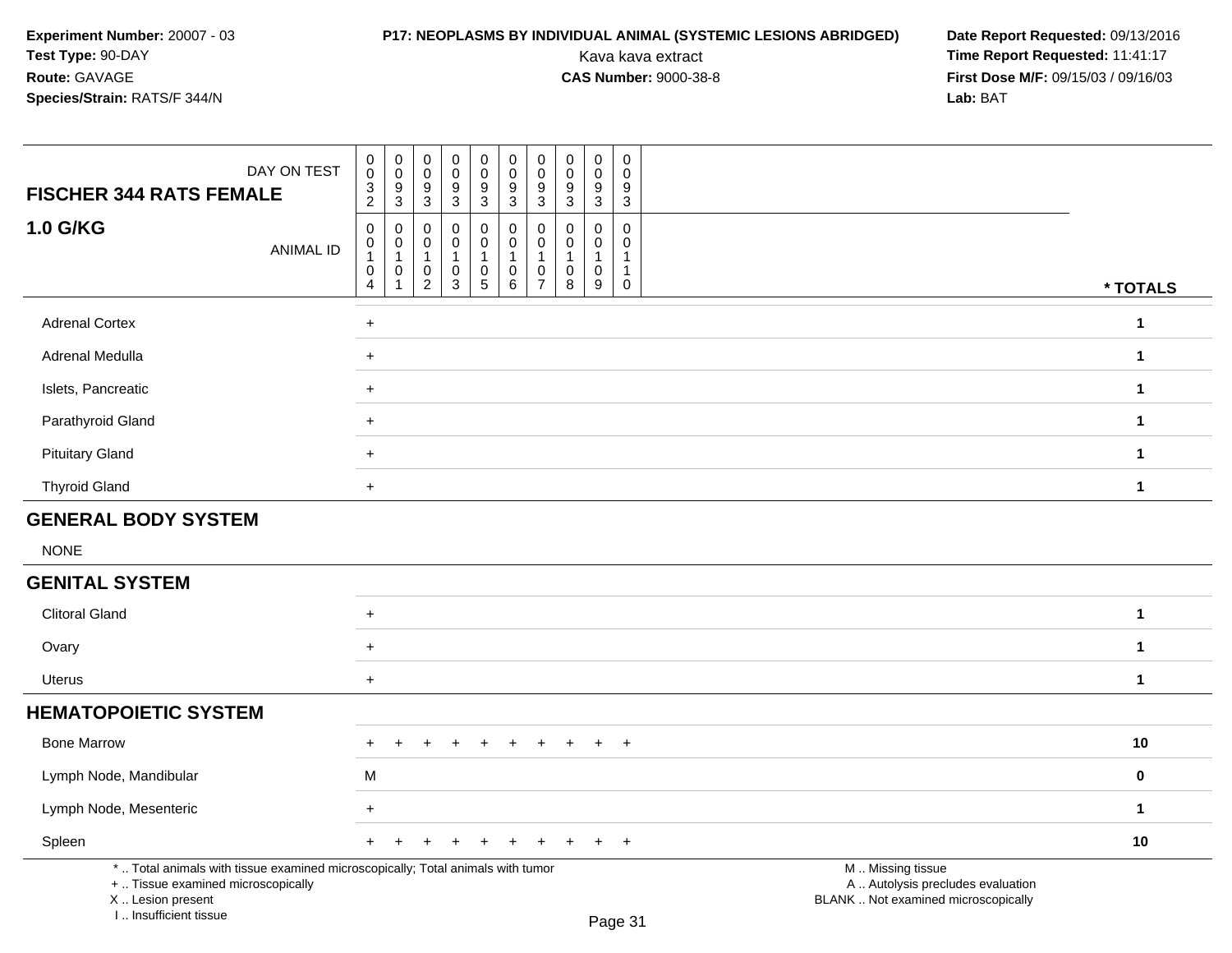**Experiment Number:** 20007 - 03
**Test Type:** 90-DAY
**Route:** GAVAGE
**Species/Strain:** RATS/F 344/N

**P17: NEOPLASMS BY INDIVIDUAL ANIMAL (SYSTEMIC LESIONS ABRIDGED)**
Kava kava extract
**CAS Number:** 9000-38-8

**Date Report Requested:** 09/13/2016
**Time Report Requested:** 11:41:17
**First Dose M/F:** 09/15/03 / 09/16/03
**Lab:** BAT

## FISCHER 344 RATS FEMALE

## 1.0 G/KG

| DAY ON TEST | 0032 | 0093 | 0093 | 0093 | 0093 | 0093 | 0093 | 0093 | 0093 | 0093 | |
|---|---|---|---|---|---|---|---|---|---|---|---|
| ANIMAL ID | 00104 | 00101 | 00102 | 00103 | 00105 | 00106 | 00107 | 00108 | 00109 | 00110 | * TOTALS |
| Adrenal Cortex | + | | | | | | | | | | 1 |
| Adrenal Medulla | + | | | | | | | | | | 1 |
| Islets, Pancreatic | + | | | | | | | | | | 1 |
| Parathyroid Gland | + | | | | | | | | | | 1 |
| Pituitary Gland | + | | | | | | | | | | 1 |
| Thyroid Gland | + | | | | | | | | | | 1 |
| **GENERAL BODY SYSTEM** | | | | | | | | | | | |
| NONE | | | | | | | | | | | |
| **GENITAL SYSTEM** | | | | | | | | | | | |
| Clitoral Gland | + | | | | | | | | | | 1 |
| Ovary | + | | | | | | | | | | 1 |
| Uterus | + | | | | | | | | | | 1 |
| **HEMATOPOIETIC SYSTEM** | | | | | | | | | | | |
| Bone Marrow | + | + | + | + | + | + | + | + | + | + | 10 |
| Lymph Node, Mandibular | M | | | | | | | | | | 0 |
| Lymph Node, Mesenteric | + | | | | | | | | | | 1 |
| Spleen | + | + | + | + | + | + | + | + | + | + | 10 |

* .. Total animals with tissue examined microscopically; Total animals with tumor
+ .. Tissue examined microscopically
X .. Lesion present
I .. Insufficient tissue

M .. Missing tissue
A .. Autolysis precludes evaluation
BLANK .. Not examined microscopically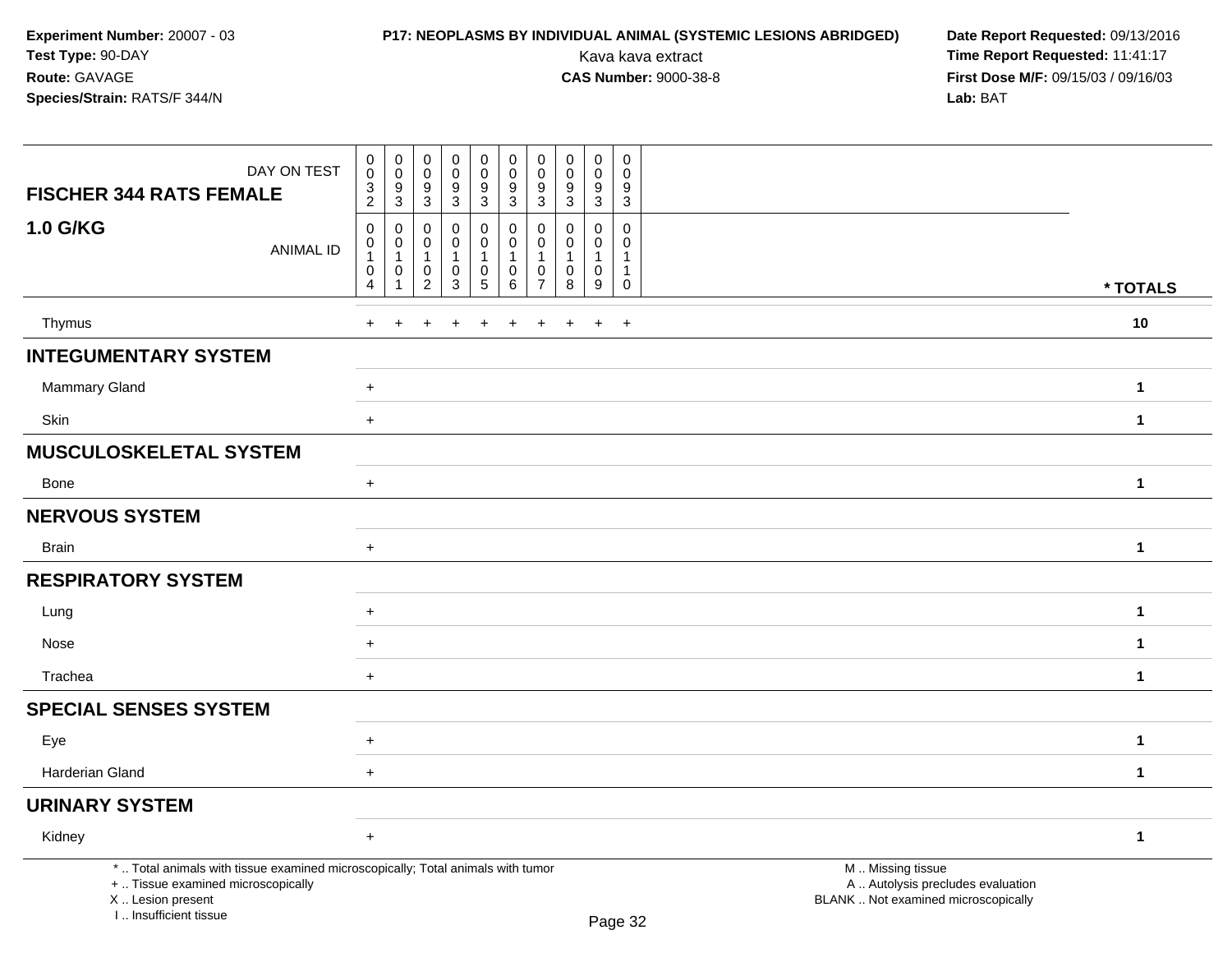**Experiment Number:** 20007 - 03
**Test Type:** 90-DAY
**Route:** GAVAGE
**Species/Strain:** RATS/F 344/N

**P17: NEOPLASMS BY INDIVIDUAL ANIMAL (SYSTEMIC LESIONS ABRIDGED)**
Kava kava extract
**CAS Number:** 9000-38-8

**Date Report Requested:** 09/13/2016
**Time Report Requested:** 11:41:17
**First Dose M/F:** 09/15/03 / 09/16/03
**Lab:** BAT

| FISCHER 344 RATS FEMALE 1.0 G/KG | | | | | | | | | | | |
|---|---|---|---|---|---|---|---|---|---|---|---|
| DAY ON TEST | 0032 | 0093 | 0093 | 0093 | 0093 | 0093 | 0093 | 0093 | 0093 | 0093 | |
| ANIMAL ID | 00104 | 00101 | 00102 | 00103 | 00105 | 00106 | 00107 | 00108 | 00109 | 00110 | * TOTALS |
| Thymus | + | + | + | + | + | + | + | + | + | + | 10 |
| **INTEGUMENTARY SYSTEM** | | | | | | | | | | | |
| Mammary Gland | + | | | | | | | | | | 1 |
| Skin | + | | | | | | | | | | 1 |
| **MUSCULOSKELETAL SYSTEM** | | | | | | | | | | | |
| Bone | + | | | | | | | | | | 1 |
| **NERVOUS SYSTEM** | | | | | | | | | | | |
| Brain | + | | | | | | | | | | 1 |
| **RESPIRATORY SYSTEM** | | | | | | | | | | | |
| Lung | + | | | | | | | | | | 1 |
| Nose | + | | | | | | | | | | 1 |
| Trachea | + | | | | | | | | | | 1 |
| **SPECIAL SENSES SYSTEM** | | | | | | | | | | | |
| Eye | + | | | | | | | | | | 1 |
| Harderian Gland | + | | | | | | | | | | 1 |
| **URINARY SYSTEM** | | | | | | | | | | | |
| Kidney | + | | | | | | | | | | 1 |

* .. Total animals with tissue examined microscopically; Total animals with tumor
+ .. Tissue examined microscopically
X .. Lesion present
I .. Insufficient tissue

M .. Missing tissue
A .. Autolysis precludes evaluation
BLANK .. Not examined microscopically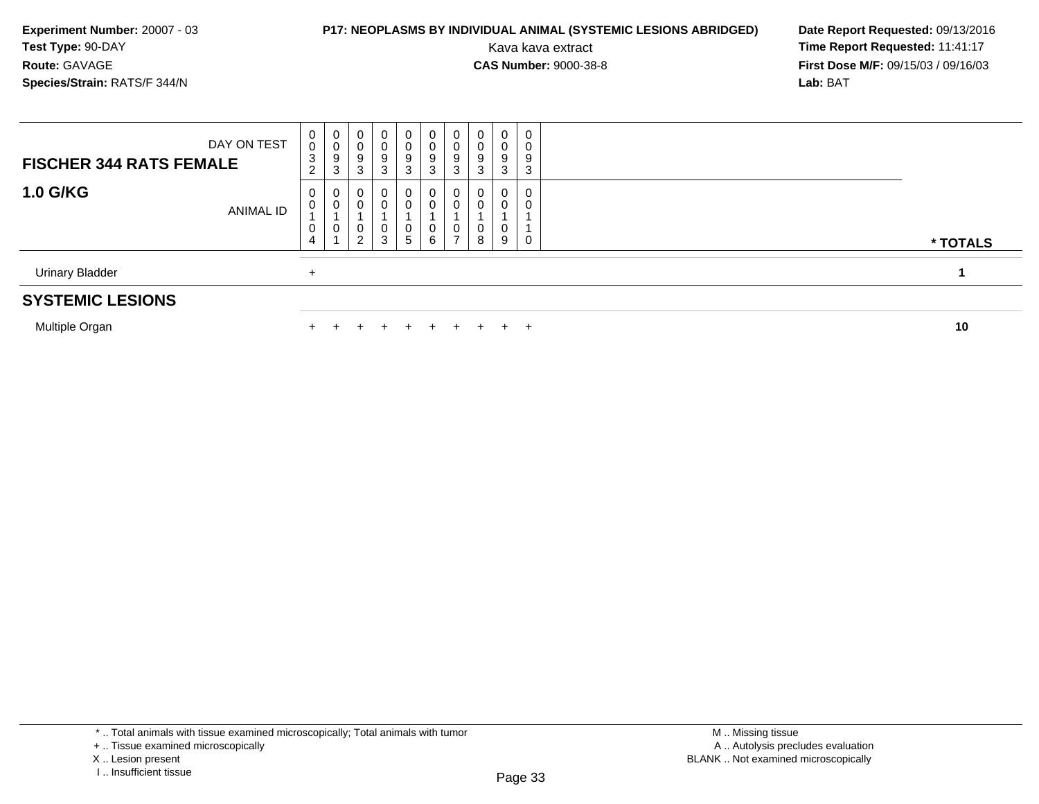**Experiment Number:** 20007 - 03
**Test Type:** 90-DAY
**Route:** GAVAGE
**Species/Strain:** RATS/F 344/N

**P17: NEOPLASMS BY INDIVIDUAL ANIMAL (SYSTEMIC LESIONS ABRIDGED)**
Kava kava extract
**CAS Number:** 9000-38-8

**Date Report Requested:** 09/13/2016
**Time Report Requested:** 11:41:17
**First Dose M/F:** 09/15/03 / 09/16/03
**Lab:** BAT

| FISCHER 344 RATS FEMALE — DAY ON TEST | 0032 | 0093 | 0093 | 0093 | 0093 | 0093 | 0093 | 0093 | 0093 | 0093 | |
|---|---|---|---|---|---|---|---|---|---|---|---|
| **1.0 G/KG** — ANIMAL ID | 00104 | 00101 | 00102 | 00103 | 00105 | 00106 | 00107 | 00108 | 00109 | 00110 | * TOTALS |
| Urinary Bladder | + | | | | | | | | | | 1 |
| **SYSTEMIC LESIONS** | | | | | | | | | | | |
| Multiple Organ | + | + | + | + | + | + | + | + | + | + | 10 |

* .. Total animals with tissue examined microscopically; Total animals with tumor
+ .. Tissue examined microscopically
X .. Lesion present
I .. Insufficient tissue

M .. Missing tissue
A .. Autolysis precludes evaluation
BLANK .. Not examined microscopically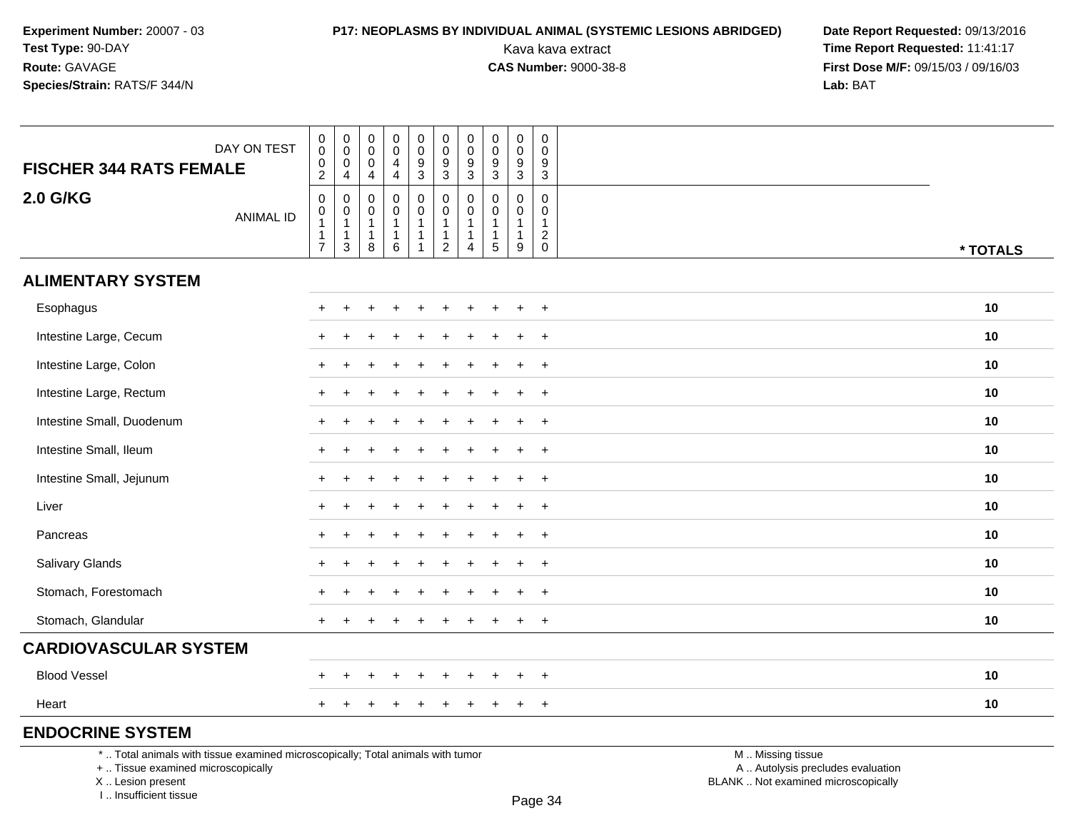**Experiment Number:** 20007 - 03
**Test Type:** 90-DAY
**Route:** GAVAGE
**Species/Strain:** RATS/F 344/N

**P17: NEOPLASMS BY INDIVIDUAL ANIMAL (SYSTEMIC LESIONS ABRIDGED)**
Kava kava extract
**CAS Number:** 9000-38-8

**Date Report Requested:** 09/13/2016
**Time Report Requested:** 11:41:17
**First Dose M/F:** 09/15/03 / 09/16/03
**Lab:** BAT

| FISCHER 344 RATS FEMALE 2.0 G/KG | | | | | | | | | | | |
|---|---|---|---|---|---|---|---|---|---|---|---|
| DAY ON TEST | 0002 | 0004 | 0004 | 0044 | 0093 | 0093 | 0093 | 0093 | 0093 | 0093 | |
| ANIMAL ID | 00117 | 00113 | 00118 | 00116 | 00111 | 00112 | 00114 | 00115 | 00119 | 00120 | * TOTALS |
| **ALIMENTARY SYSTEM** | | | | | | | | | | | |
| Esophagus | + | + | + | + | + | + | + | + | + | + | 10 |
| Intestine Large, Cecum | + | + | + | + | + | + | + | + | + | + | 10 |
| Intestine Large, Colon | + | + | + | + | + | + | + | + | + | + | 10 |
| Intestine Large, Rectum | + | + | + | + | + | + | + | + | + | + | 10 |
| Intestine Small, Duodenum | + | + | + | + | + | + | + | + | + | + | 10 |
| Intestine Small, Ileum | + | + | + | + | + | + | + | + | + | + | 10 |
| Intestine Small, Jejunum | + | + | + | + | + | + | + | + | + | + | 10 |
| Liver | + | + | + | + | + | + | + | + | + | + | 10 |
| Pancreas | + | + | + | + | + | + | + | + | + | + | 10 |
| Salivary Glands | + | + | + | + | + | + | + | + | + | + | 10 |
| Stomach, Forestomach | + | + | + | + | + | + | + | + | + | + | 10 |
| Stomach, Glandular | + | + | + | + | + | + | + | + | + | + | 10 |
| **CARDIOVASCULAR SYSTEM** | | | | | | | | | | | |
| Blood Vessel | + | + | + | + | + | + | + | + | + | + | 10 |
| Heart | + | + | + | + | + | + | + | + | + | + | 10 |
| **ENDOCRINE SYSTEM** | | | | | | | | | | | |

* .. Total animals with tissue examined microscopically; Total animals with tumor
+ .. Tissue examined microscopically
X .. Lesion present
I .. Insufficient tissue

M .. Missing tissue
A .. Autolysis precludes evaluation
BLANK .. Not examined microscopically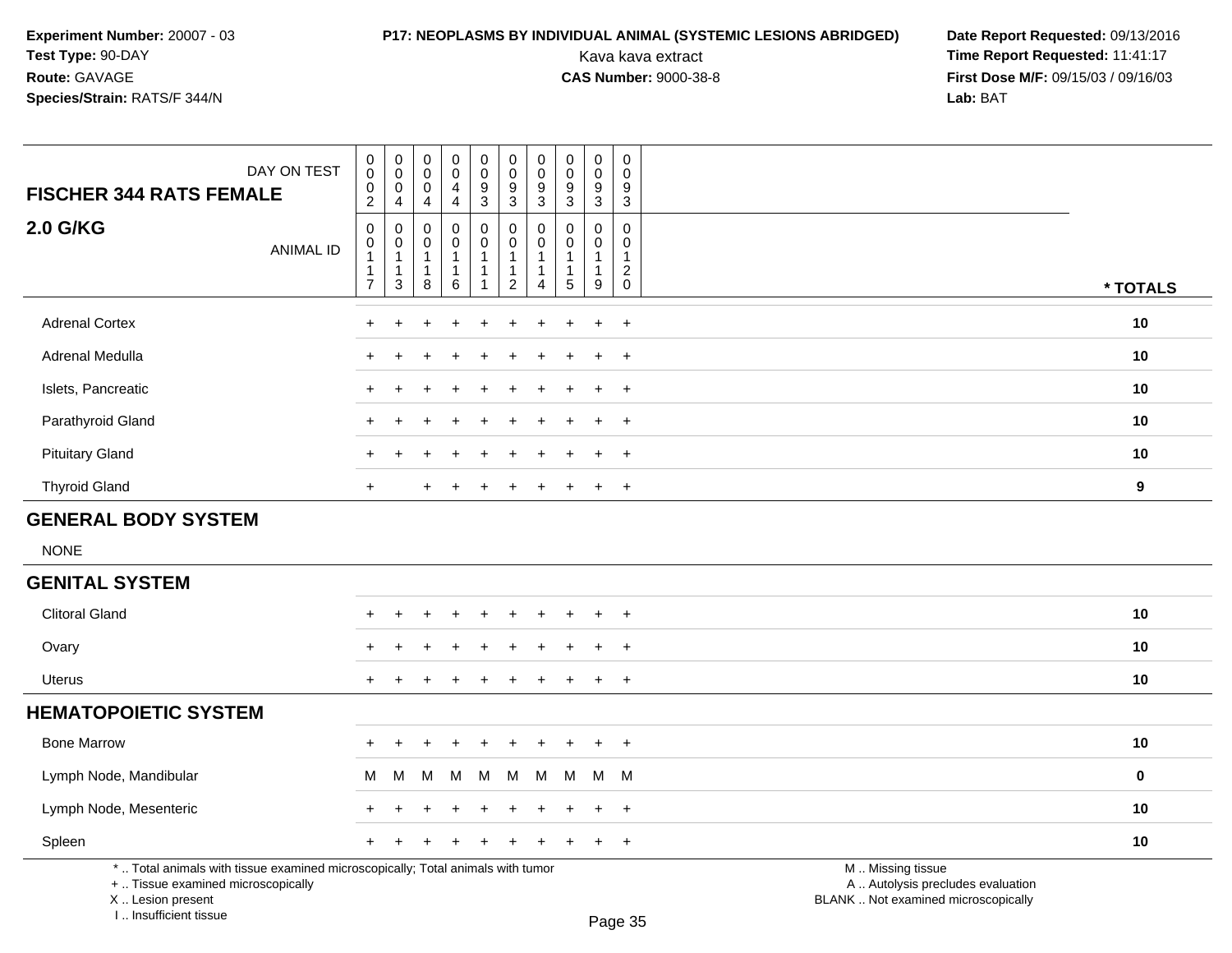**Experiment Number:** 20007 - 03
**Test Type:** 90-DAY
**Route:** GAVAGE
**Species/Strain:** RATS/F 344/N

**P17: NEOPLASMS BY INDIVIDUAL ANIMAL (SYSTEMIC LESIONS ABRIDGED)**
Kava kava extract
**CAS Number:** 9000-38-8

**Date Report Requested:** 09/13/2016
**Time Report Requested:** 11:41:17
**First Dose M/F:** 09/15/03 / 09/16/03
**Lab:** BAT

| FISCHER 344 RATS FEMALE — 2.0 G/KG | | | | | | | | | | | |
|---|---|---|---|---|---|---|---|---|---|---|---|
| DAY ON TEST | 0002 | 0004 | 0004 | 0044 | 0093 | 0093 | 0093 | 0093 | 0093 | 0093 | |
| ANIMAL ID | 00117 | 00113 | 00118 | 00116 | 00111 | 00112 | 00114 | 00115 | 00119 | 00120 | * TOTALS |
| Adrenal Cortex | + | + | + | + | + | + | + | + | + | + | 10 |
| Adrenal Medulla | + | + | + | + | + | + | + | + | + | + | 10 |
| Islets, Pancreatic | + | + | + | + | + | + | + | + | + | + | 10 |
| Parathyroid Gland | + | + | + | + | + | + | + | + | + | + | 10 |
| Pituitary Gland | + | + | + | + | + | + | + | + | + | + | 10 |
| Thyroid Gland | + | | + | + | + | + | + | + | + | + | 9 |
| **GENERAL BODY SYSTEM** | | | | | | | | | | | |
| NONE | | | | | | | | | | | |
| **GENITAL SYSTEM** | | | | | | | | | | | |
| Clitoral Gland | + | + | + | + | + | + | + | + | + | + | 10 |
| Ovary | + | + | + | + | + | + | + | + | + | + | 10 |
| Uterus | + | + | + | + | + | + | + | + | + | + | 10 |
| **HEMATOPOIETIC SYSTEM** | | | | | | | | | | | |
| Bone Marrow | + | + | + | + | + | + | + | + | + | + | 10 |
| Lymph Node, Mandibular | M | M | M | M | M | M | M | M | M | M | 0 |
| Lymph Node, Mesenteric | + | + | + | + | + | + | + | + | + | + | 10 |
| Spleen | + | + | + | + | + | + | + | + | + | + | 10 |

* .. Total animals with tissue examined microscopically; Total animals with tumor
+ .. Tissue examined microscopically
X .. Lesion present
I .. Insufficient tissue

M .. Missing tissue
A .. Autolysis precludes evaluation
BLANK .. Not examined microscopically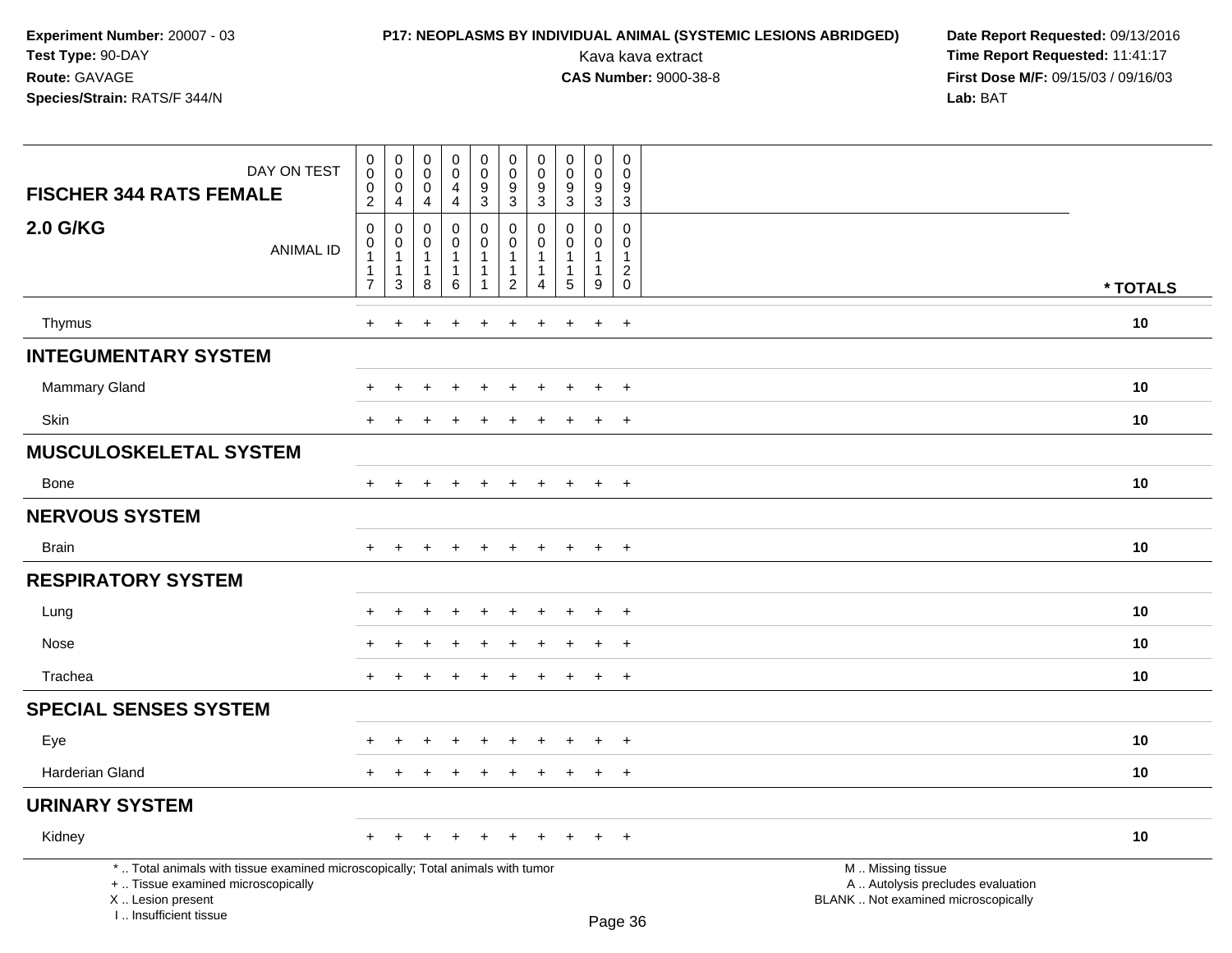**Experiment Number:** 20007 - 03
**Test Type:** 90-DAY
**Route:** GAVAGE
**Species/Strain:** RATS/F 344/N

**P17: NEOPLASMS BY INDIVIDUAL ANIMAL (SYSTEMIC LESIONS ABRIDGED)**
Kava kava extract
**CAS Number:** 9000-38-8

**Date Report Requested:** 09/13/2016
**Time Report Requested:** 11:41:17
**First Dose M/F:** 09/15/03 / 09/16/03
**Lab:** BAT

| FISCHER 344 RATS FEMALE 2.0 G/KG | | | | | | | | | | | |
|---|---|---|---|---|---|---|---|---|---|---|---|
| DAY ON TEST | 0002 | 0004 | 0004 | 0044 | 0093 | 0093 | 0093 | 0093 | 0093 | 0093 | |
| ANIMAL ID | 00117 | 00113 | 00118 | 00116 | 00111 | 00112 | 00114 | 00115 | 00119 | 00120 | * TOTALS |
| Thymus | + | + | + | + | + | + | + | + | + | + | 10 |
| **INTEGUMENTARY SYSTEM** | | | | | | | | | | | |
| Mammary Gland | + | + | + | + | + | + | + | + | + | + | 10 |
| Skin | + | + | + | + | + | + | + | + | + | + | 10 |
| **MUSCULOSKELETAL SYSTEM** | | | | | | | | | | | |
| Bone | + | + | + | + | + | + | + | + | + | + | 10 |
| **NERVOUS SYSTEM** | | | | | | | | | | | |
| Brain | + | + | + | + | + | + | + | + | + | + | 10 |
| **RESPIRATORY SYSTEM** | | | | | | | | | | | |
| Lung | + | + | + | + | + | + | + | + | + | + | 10 |
| Nose | + | + | + | + | + | + | + | + | + | + | 10 |
| Trachea | + | + | + | + | + | + | + | + | + | + | 10 |
| **SPECIAL SENSES SYSTEM** | | | | | | | | | | | |
| Eye | + | + | + | + | + | + | + | + | + | + | 10 |
| Harderian Gland | + | + | + | + | + | + | + | + | + | + | 10 |
| **URINARY SYSTEM** | | | | | | | | | | | |
| Kidney | + | + | + | + | + | + | + | + | + | + | 10 |

\* .. Total animals with tissue examined microscopically; Total animals with tumor
\+ .. Tissue examined microscopically
X .. Lesion present
I .. Insufficient tissue

M .. Missing tissue
A .. Autolysis precludes evaluation
BLANK .. Not examined microscopically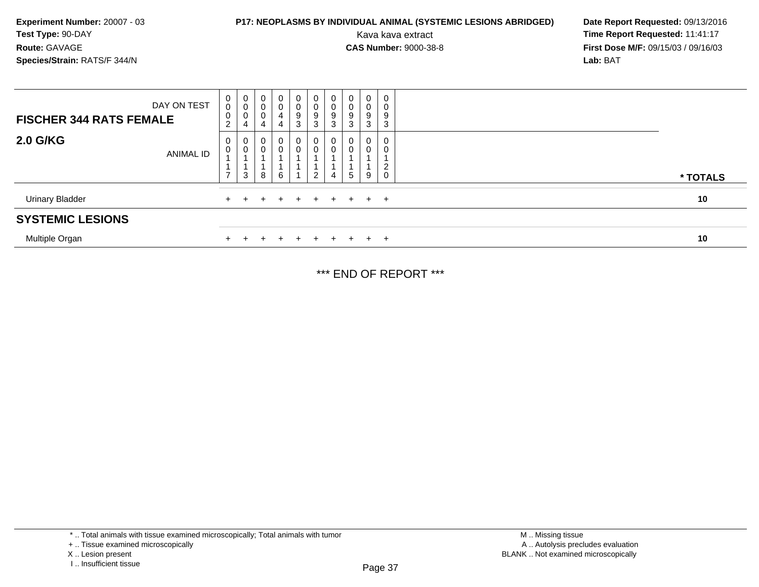**Experiment Number:** 20007 - 03
**Test Type:** 90-DAY
**Route:** GAVAGE
**Species/Strain:** RATS/F 344/N

**P17: NEOPLASMS BY INDIVIDUAL ANIMAL (SYSTEMIC LESIONS ABRIDGED)**
Kava kava extract
**CAS Number:** 9000-38-8

**Date Report Requested:** 09/13/2016
**Time Report Requested:** 11:41:17
**First Dose M/F:** 09/15/03 / 09/16/03
**Lab:** BAT

| FISCHER 344 RATS FEMALE — DAY ON TEST | 0002 | 0004 | 0004 | 0044 | 0093 | 0093 | 0093 | 0093 | 0093 | 0093 | |
|---|---|---|---|---|---|---|---|---|---|---|---|
| **2.0 G/KG** — ANIMAL ID | 00117 | 00113 | 00118 | 00116 | 00111 | 00112 | 00114 | 00115 | 00119 | 00120 | **\* TOTALS** |
| Urinary Bladder | + | + | + | + | + | + | + | + | + | + | **10** |
| **SYSTEMIC LESIONS** | | | | | | | | | | | |
| Multiple Organ | + | + | + | + | + | + | + | + | + | + | **10** |

\*\*\* END OF REPORT \*\*\*

\* .. Total animals with tissue examined microscopically; Total animals with tumor
\+ .. Tissue examined microscopically
X .. Lesion present
I .. Insufficient tissue

M .. Missing tissue
A .. Autolysis precludes evaluation
BLANK .. Not examined microscopically